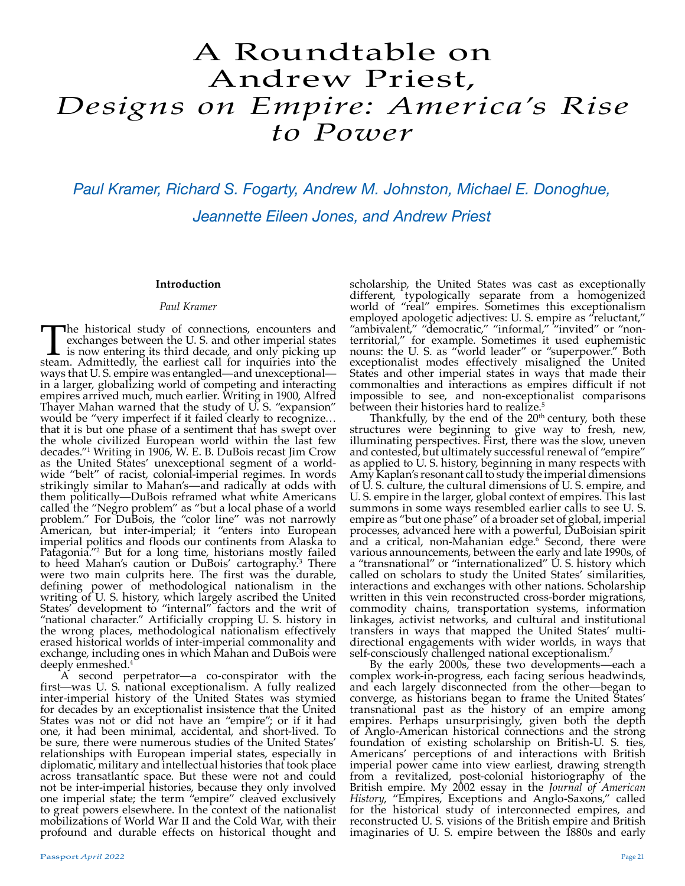# A Roundtable on Andrew Priest, *Designs on Empire: America's Rise to Power*

Paul Kramer, Richard S. Fogarty, Andrew M. Johnston, Michael E. Donoghue, Jeannette Eileen Jones, and Andrew Priest

## Introduction

*Paul Kramer*

The historical study of connections, encounters and exchanges between the U. S. and other imperial states is now entering its third decade, and only picking up steam. Admittedly, the earliest call for inquiries into the ways that U. S. empire was entangled—and unexceptional—in a larger, globalizing world of competing and interacting empires arrived much, much earlier. Writing in 1900, Alfred Thayer Mahan warned that the study of U. S. "expansion" would be "very imperfect if it failed clearly to recognize… that it is but one phase of a sentiment that has swept over the whole civilized European world within the last few decades."[1] Writing in 1906, W. E. B. DuBois recast Jim Crow as the United States' unexceptional segment of a world-wide "belt" of racist, colonial-imperial regimes. In words strikingly similar to Mahan's—and radically at odds with them politically—DuBois reframed what white Americans called the "Negro problem" as "but a local phase of a world problem." For DuBois, the "color line" was not narrowly American, but inter-imperial; it "enters into European imperial politics and floods our continents from Alaska to Patagonia."[2] But for a long time, historians mostly failed to heed Mahan's caution or DuBois' cartography.[3] There were two main culprits here. The first was the durable, defining power of methodological nationalism in the writing of U. S. history, which largely ascribed the United States' development to "internal" factors and the writ of "national character." Artificially cropping U. S. history in the wrong places, methodological nationalism effectively erased historical worlds of inter-imperial commonality and exchange, including ones in which Mahan and DuBois were deeply enmeshed.[4]

A second perpetrator—a co-conspirator with the first—was U. S. national exceptionalism. A fully realized inter-imperial history of the United States was stymied for decades by an exceptionalist insistence that the United States was not or did not have an "empire"; or if it had one, it had been minimal, accidental, and short-lived. To be sure, there were numerous studies of the United States' relationships with European imperial states, especially in diplomatic, military and intellectual histories that took place across transatlantic space. But these were not and could not be inter-imperial histories, because they only involved one imperial state; the term "empire" cleaved exclusively to great powers elsewhere. In the context of the nationalist mobilizations of World War II and the Cold War, with their profound and durable effects on historical thought and scholarship, the United States was cast as exceptionally different, typologically separate from a homogenized world of "real" empires. Sometimes this exceptionalism employed apologetic adjectives: U. S. empire as "reluctant," "ambivalent," "democratic," "informal," "invited" or "non-territorial," for example. Sometimes it used euphemistic nouns: the U. S. as "world leader" or "superpower." Both exceptionalist modes effectively misaligned the United States and other imperial states in ways that made their commonalties and interactions as empires difficult if not impossible to see, and non-exceptionalist comparisons between their histories hard to realize.[5]

Thankfully, by the end of the 20th century, both these structures were beginning to give way to fresh, new, illuminating perspectives. First, there was the slow, uneven and contested, but ultimately successful renewal of "empire" as applied to U. S. history, beginning in many respects with Amy Kaplan's resonant call to study the imperial dimensions of U. S. culture, the cultural dimensions of U. S. empire, and U. S. empire in the larger, global context of empires. This last summons in some ways resembled earlier calls to see U. S. empire as "but one phase" of a broader set of global, imperial processes, advanced here with a powerful, DuBoisian spirit and a critical, non-Mahanian edge.[6] Second, there were various announcements, between the early and late 1990s, of a "transnational" or "internationalized" U. S. history which called on scholars to study the United States' similarities, interactions and exchanges with other nations. Scholarship written in this vein reconstructed cross-border migrations, commodity chains, transportation systems, information linkages, activist networks, and cultural and institutional transfers in ways that mapped the United States' multi-directional engagements with wider worlds, in ways that self-consciously challenged national exceptionalism.[7]

By the early 2000s, these two developments—each a complex work-in-progress, each facing serious headwinds, and each largely disconnected from the other—began to converge, as historians began to frame the United States' transnational past as the history of an empire among empires. Perhaps unsurprisingly, given both the depth of Anglo-American historical connections and the strong foundation of existing scholarship on British-U. S. ties, Americans' perceptions of and interactions with British imperial power came into view earliest, drawing strength from a revitalized, post-colonial historiography of the British empire. My 2002 essay in the *Journal of American History*, "Empires, Exceptions and Anglo-Saxons," called for the historical study of interconnected empires, and reconstructed U. S. visions of the British empire and British imaginaries of U. S. empire between the 1880s and early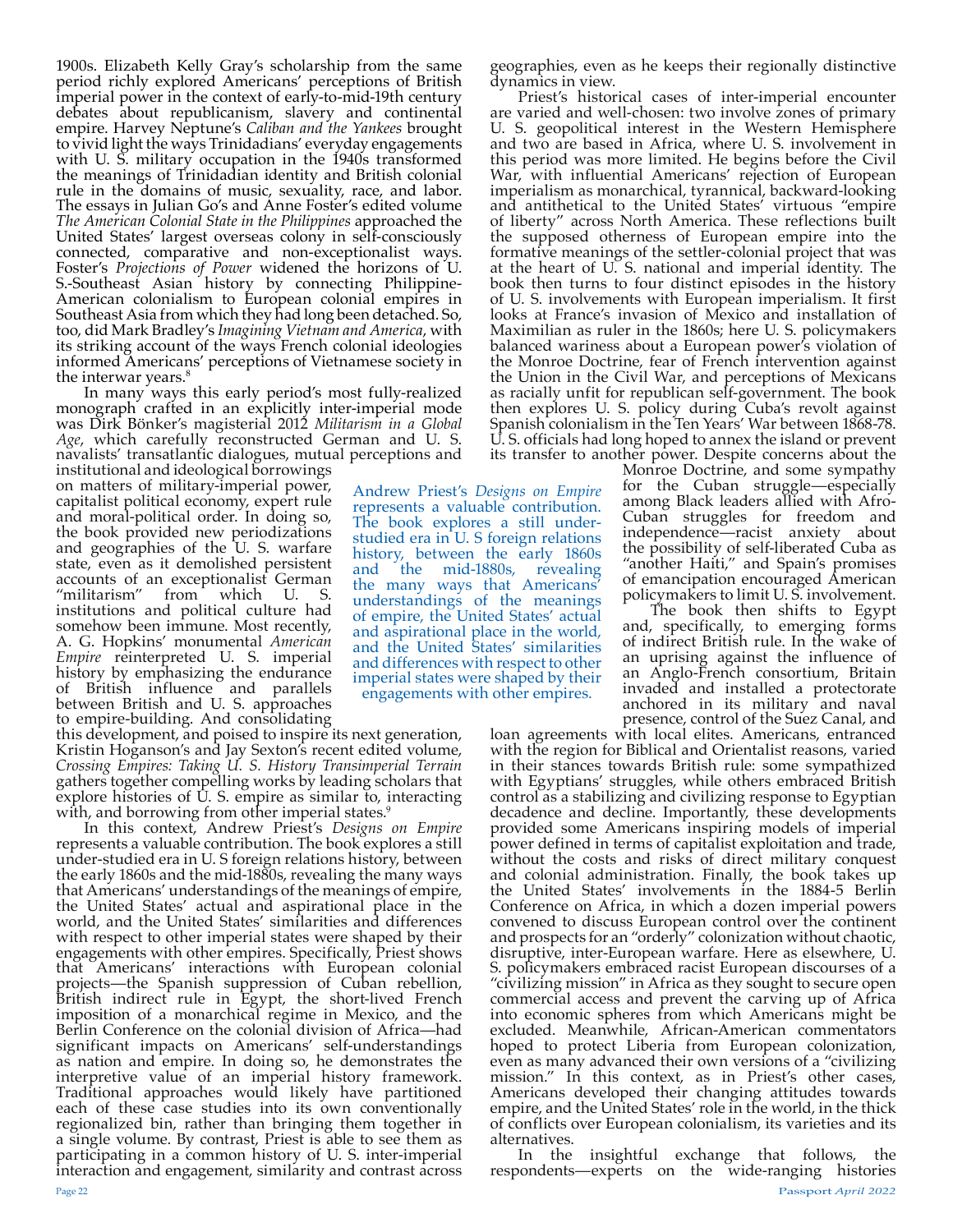1900s. Elizabeth Kelly Gray's scholarship from the same period richly explored Americans' perceptions of British imperial power in the context of early-to-mid-19th century debates about republicanism, slavery and continental empire. Harvey Neptune's *Caliban and the Yankees* brought to vivid light the ways Trinidadians' everyday engagements with U. S. military occupation in the 1940s transformed the meanings of Trinidadian identity and British colonial rule in the domains of music, sexuality, race, and labor. The essays in Julian Go's and Anne Foster's edited volume *The American Colonial State in the Philippines* approached the United States' largest overseas colony in self-consciously connected, comparative and non-exceptionalist ways. Foster's *Projections of Power* widened the horizons of U. S.-Southeast Asian history by connecting Philippine-American colonialism to European colonial empires in Southeast Asia from which they had long been detached. So, too, did Mark Bradley's *Imagining Vietnam and America*, with its striking account of the ways French colonial ideologies informed Americans' perceptions of Vietnamese society in the interwar years.[8]

In many ways this early period's most fully-realized monograph crafted in an explicitly inter-imperial mode was Dirk Bönker's magisterial 2012 *Militarism in a Global Age*, which carefully reconstructed German and U. S. navalists' transatlantic dialogues, mutual perceptions and institutional and ideological borrowings on matters of military-imperial power, capitalist political economy, expert rule and moral-political order. In doing so, the book provided new periodizations and geographies of the U. S. warfare state, even as it demolished persistent accounts of an exceptionalist German "militarism" from which U. S. institutions and political culture had somehow been immune. Most recently, A. G. Hopkins' monumental *American Empire* reinterpreted U. S. imperial history by emphasizing the endurance of British influence and parallels between British and U. S. approaches to empire-building. And consolidating this development, and poised to inspire its next generation, Kristin Hoganson's and Jay Sexton's recent edited volume, *Crossing Empires: Taking U. S. History Transimperial Terrain* gathers together compelling works by leading scholars that explore histories of U. S. empire as similar to, interacting with, and borrowing from other imperial states.[9]

In this context, Andrew Priest's *Designs on Empire* represents a valuable contribution. The book explores a still under-studied era in U. S foreign relations history, between the early 1860s and the mid-1880s, revealing the many ways that Americans' understandings of the meanings of empire, the United States' actual and aspirational place in the world, and the United States' similarities and differences with respect to other imperial states were shaped by their engagements with other empires. Specifically, Priest shows that Americans' interactions with European colonial projects—the Spanish suppression of Cuban rebellion, British indirect rule in Egypt, the short-lived French imposition of a monarchical regime in Mexico, and the Berlin Conference on the colonial division of Africa—had significant impacts on Americans' self-understandings as nation and empire. In doing so, he demonstrates the interpretive value of an imperial history framework. Traditional approaches would likely have partitioned each of these case studies into its own conventionally regionalized bin, rather than bringing them together in a single volume. By contrast, Priest is able to see them as participating in a common history of U. S. inter-imperial interaction and engagement, similarity and contrast across geographies, even as he keeps their regionally distinctive dynamics in view.

Priest's historical cases of inter-imperial encounter are varied and well-chosen: two involve zones of primary U. S. geopolitical interest in the Western Hemisphere and two are based in Africa, where U. S. involvement in this period was more limited. He begins before the Civil War, with influential Americans' rejection of European imperialism as monarchical, tyrannical, backward-looking and antithetical to the United States' virtuous "empire of liberty" across North America. These reflections built the supposed otherness of European empire into the formative meanings of the settler-colonial project that was at the heart of U. S. national and imperial identity. The book then turns to four distinct episodes in the history of U. S. involvements with European imperialism. It first looks at France's invasion of Mexico and installation of Maximilian as ruler in the 1860s; here U. S. policymakers balanced wariness about a European power's violation of the Monroe Doctrine, fear of French intervention against the Union in the Civil War, and perceptions of Mexicans as racially unfit for republican self-government. The book then explores U. S. policy during Cuba's revolt against Spanish colonialism in the Ten Years' War between 1868-78. U. S. officials had long hoped to annex the island or prevent its transfer to another power. Despite concerns about the Monroe Doctrine, and some sympathy for the Cuban struggle—especially among Black leaders allied with Afro-Cuban struggles for freedom and independence—racist anxiety about the possibility of self-liberated Cuba as "another Haiti," and Spain's promises of emancipation encouraged American policymakers to limit U. S. involvement.

The book then shifts to Egypt and, specifically, to emerging forms of indirect British rule. In the wake of an uprising against the influence of an Anglo-French consortium, Britain invaded and installed a protectorate anchored in its military and naval presence, control of the Suez Canal, and loan agreements with local elites. Americans, entranced with the region for Biblical and Orientalist reasons, varied in their stances towards British rule: some sympathized with Egyptians' struggles, while others embraced British control as a stabilizing and civilizing response to Egyptian decadence and decline. Importantly, these developments provided some Americans inspiring models of imperial power defined in terms of capitalist exploitation and trade, without the costs and risks of direct military conquest and colonial administration. Finally, the book takes up the United States' involvements in the 1884-5 Berlin Conference on Africa, in which a dozen imperial powers convened to discuss European control over the continent and prospects for an "orderly" colonization without chaotic, disruptive, inter-European warfare. Here as elsewhere, U. S. policymakers embraced racist European discourses of a "civilizing mission" in Africa as they sought to secure open commercial access and prevent the carving up of Africa into economic spheres from which Americans might be excluded. Meanwhile, African-American commentators hoped to protect Liberia from European colonization, even as many advanced their own versions of a "civilizing mission." In this context, as in Priest's other cases, Americans developed their changing attitudes towards empire, and the United States' role in the world, in the thick of conflicts over European colonialism, its varieties and its alternatives.

In the insightful exchange that follows, the respondents—experts on the wide-ranging histories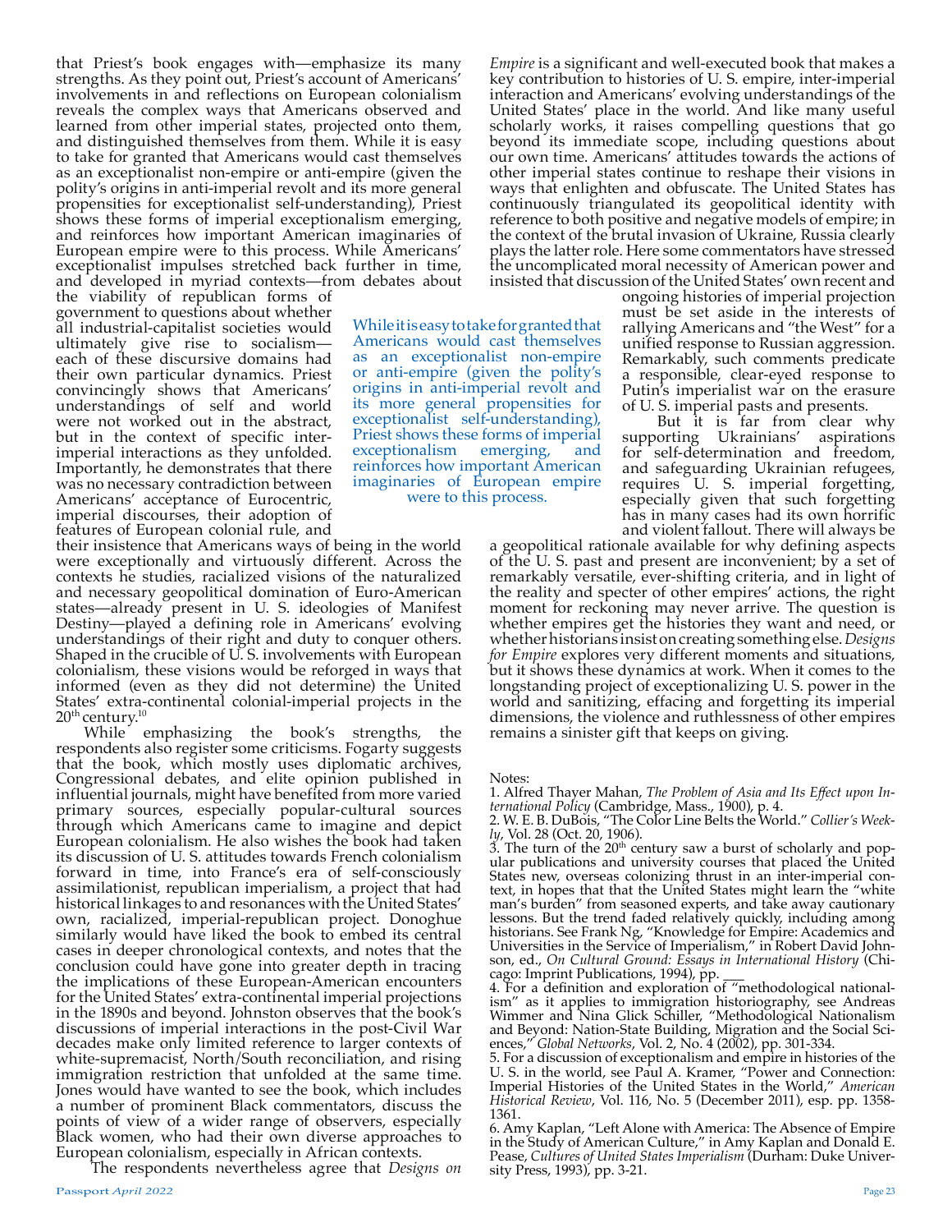that Priest's book engages with—emphasize its many strengths. As they point out, Priest's account of Americans' involvements in and reflections on European colonialism reveals the complex ways that Americans observed and learned from other imperial states, projected onto them, and distinguished themselves from them. While it is easy to take for granted that Americans would cast themselves as an exceptionalist non-empire or anti-empire (given the polity's origins in anti-imperial revolt and its more general propensities for exceptionalist self-understanding), Priest shows these forms of imperial exceptionalism emerging, and reinforces how important American imaginaries of European empire were to this process. While Americans' exceptionalist impulses stretched back further in time, and developed in myriad contexts—from debates about the viability of republican forms of government to questions about whether all industrial-capitalist societies would ultimately give rise to socialism—each of these discursive domains had their own particular dynamics. Priest convincingly shows that Americans' understandings of self and world were not worked out in the abstract, but in the context of specific inter-imperial interactions as they unfolded. Importantly, he demonstrates that there was no necessary contradiction between Americans' acceptance of Eurocentric, imperial discourses, their adoption of features of European colonial rule, and their insistence that Americans ways of being in the world were exceptionally and virtuously different. Across the contexts he studies, racialized visions of the naturalized and necessary geopolitical domination of Euro-American states—already present in U. S. ideologies of Manifest Destiny—played a defining role in Americans' evolving understandings of their right and duty to conquer others. Shaped in the crucible of U. S. involvements with European colonialism, these visions would be reforged in ways that informed (even as they did not determine) the United States' extra-continental colonial-imperial projects in the 20th century.[10]

While emphasizing the book's strengths, the respondents also register some criticisms. Fogarty suggests that the book, which mostly uses diplomatic archives, Congressional debates, and elite opinion published in influential journals, might have benefited from more varied primary sources, especially popular-cultural sources through which Americans came to imagine and depict European colonialism. He also wishes the book had taken its discussion of U. S. attitudes towards French colonialism forward in time, into France's era of self-consciously assimilationist, republican imperialism, a project that had historical linkages to and resonances with the United States' own, racialized, imperial-republican project. Donoghue similarly would have liked the book to embed its central cases in deeper chronological contexts, and notes that the conclusion could have gone into greater depth in tracing the implications of these European-American encounters for the United States' extra-continental imperial projections in the 1890s and beyond. Johnston observes that the book's discussions of imperial interactions in the post-Civil War decades make only limited reference to larger contexts of white-supremacist, North/South reconciliation, and rising immigration restriction that unfolded at the same time. Jones would have wanted to see the book, which includes a number of prominent Black commentators, discuss the points of view of a wider range of observers, especially Black women, who had their own diverse approaches to European colonialism, especially in African contexts.

The respondents nevertheless agree that *Designs on Empire* is a significant and well-executed book that makes a key contribution to histories of U. S. empire, inter-imperial interaction and Americans' evolving understandings of the United States' place in the world. And like many useful scholarly works, it raises compelling questions that go beyond its immediate scope, including questions about our own time. Americans' attitudes towards the actions of other imperial states continue to reshape their visions in ways that enlighten and obfuscate. The United States has continuously triangulated its geopolitical identity with reference to both positive and negative models of empire; in the context of the brutal invasion of Ukraine, Russia clearly plays the latter role. Here some commentators have stressed the uncomplicated moral necessity of American power and insisted that discussion of the United States' own recent and ongoing histories of imperial projection must be set aside in the interests of rallying Americans and "the West" for a unified response to Russian aggression. Remarkably, such comments predicate a responsible, clear-eyed response to Putin's imperialist war on the erasure of U. S. imperial pasts and presents.

But it is far from clear why supporting Ukrainians' aspirations for self-determination and freedom, and safeguarding Ukrainian refugees, requires U. S. imperial forgetting, especially given that such forgetting has in many cases had its own horrific and violent fallout. There will always be a geopolitical rationale available for why defining aspects of the U. S. past and present are inconvenient; by a set of remarkably versatile, ever-shifting criteria, and in light of the reality and specter of other empires' actions, the right moment for reckoning may never arrive. The question is whether empires get the histories they want and need, or whether historians insist on creating something else. *Designs for Empire* explores very different moments and situations, but it shows these dynamics at work. When it comes to the longstanding project of exceptionalizing U. S. power in the world and sanitizing, effacing and forgetting its imperial dimensions, the violence and ruthlessness of other empires remains a sinister gift that keeps on giving.

Notes:

1. Alfred Thayer Mahan, *The Problem of Asia and Its Effect upon International Policy* (Cambridge, Mass., 1900), p. 4.
2. W. E. B. DuBois, "The Color Line Belts the World." *Collier's Weekly*, Vol. 28 (Oct. 20, 1906).
3. The turn of the 20th century saw a burst of scholarly and popular publications and university courses that placed the United States new, overseas colonizing thrust in an inter-imperial context, in hopes that that the United States might learn the "white man's burden" from seasoned experts, and take away cautionary lessons. But the trend faded relatively quickly, including among historians. See Frank Ng, "Knowledge for Empire: Academics and Universities in the Service of Imperialism," in Robert David Johnson, ed., *On Cultural Ground: Essays in International History* (Chicago: Imprint Publications, 1994), pp. ___
4. For a definition and exploration of "methodological nationalism" as it applies to immigration historiography, see Andreas Wimmer and Nina Glick Schiller, "Methodological Nationalism and Beyond: Nation-State Building, Migration and the Social Sciences," *Global Networks*, Vol. 2, No. 4 (2002), pp. 301-334.
5. For a discussion of exceptionalism and empire in histories of the U. S. in the world, see Paul A. Kramer, "Power and Connection: Imperial Histories of the United States in the World," *American Historical Review*, Vol. 116, No. 5 (December 2011), esp. pp. 1358-1361.
6. Amy Kaplan, "Left Alone with America: The Absence of Empire in the Study of American Culture," in Amy Kaplan and Donald E. Pease, *Cultures of United States Imperialism* (Durham: Duke University Press, 1993), pp. 3-21.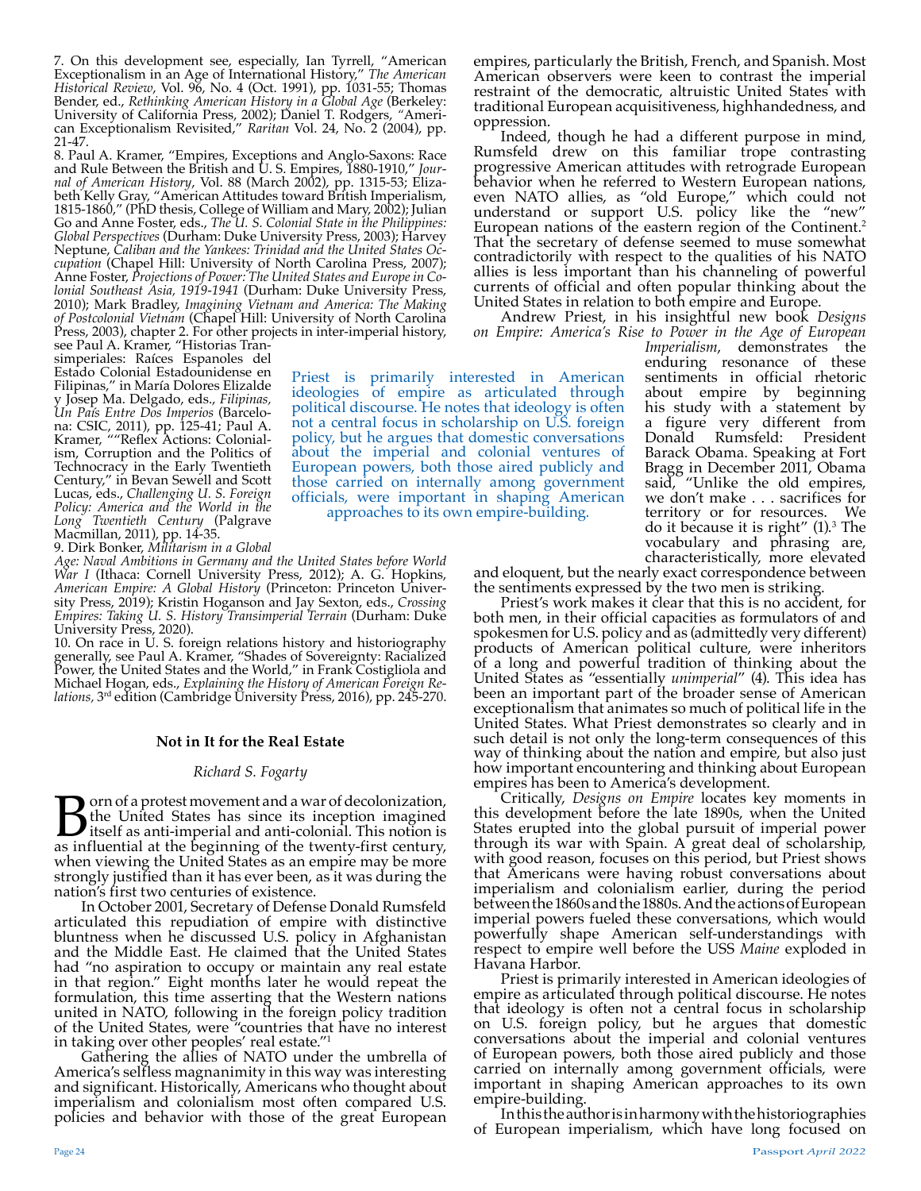7. On this development see, especially, Ian Tyrrell, "American Exceptionalism in an Age of International History," *The American Historical Review*, Vol. 96, No. 4 (Oct. 1991), pp. 1031-55; Thomas Bender, ed., *Rethinking American History in a Global Age* (Berkeley: University of California Press, 2002); Daniel T. Rodgers, "American Exceptionalism Revisited," *Raritan* Vol. 24, No. 2 (2004), pp. 21-47.

8. Paul A. Kramer, "Empires, Exceptions and Anglo-Saxons: Race and Rule Between the British and U. S. Empires, 1880-1910," *Journal of American History*, Vol. 88 (March 2002), pp. 1315-53; Elizabeth Kelly Gray, "American Attitudes toward British Imperialism, 1815-1860," (PhD thesis, College of William and Mary, 2002); Julian Go and Anne Foster, eds., *The U. S. Colonial State in the Philippines: Global Perspectives* (Durham: Duke University Press, 2003); Harvey Neptune, *Caliban and the Yankees: Trinidad and the United States Occupation* (Chapel Hill: University of North Carolina Press, 2007); Anne Foster, *Projections of Power: The United States and Europe in Colonial Southeast Asia, 1919-1941* (Durham: Duke University Press, 2010); Mark Bradley, *Imagining Vietnam and America: The Making of Postcolonial Vietnam* (Chapel Hill: University of North Carolina Press, 2003), chapter 2. For other projects in inter-imperial history, see Paul A. Kramer, "Historias Transimperiales: Raíces Espanoles del Estado Colonial Estadounidense en Filipinas," in María Dolores Elizalde y Josep Ma. Delgado, eds., *Filipinas, Un País Entre Dos Imperios* (Barcelona: CSIC, 2011), pp. 125-41; Paul A. Kramer, ""Reflex Actions: Colonialism, Corruption and the Politics of Technocracy in the Early Twentieth Century," in Bevan Sewell and Scott Lucas, eds., *Challenging U. S. Foreign Policy: America and the World in the Long Twentieth Century* (Palgrave Macmillan, 2011), pp. 14-35.

9. Dirk Bonker, *Militarism in a Global Age: Naval Ambitions in Germany and the United States before World War I* (Ithaca: Cornell University Press, 2012); A. G. Hopkins, *American Empire: A Global History* (Princeton: Princeton University Press, 2019); Kristin Hoganson and Jay Sexton, eds., *Crossing Empires: Taking U. S. History Transimperial Terrain* (Durham: Duke University Press, 2020).

10. On race in U. S. foreign relations history and historiography generally, see Paul A. Kramer, "Shades of Sovereignty: Racialized Power, the United States and the World," in Frank Costigliola and Michael Hogan, eds., *Explaining the History of American Foreign Relations*, 3rd edition (Cambridge University Press, 2016), pp. 245-270.

## Not in It for the Real Estate

*Richard S. Fogarty*

Born of a protest movement and a war of decolonization, the United States has since its inception imagined itself as anti-imperial and anti-colonial. This notion is as influential at the beginning of the twenty-first century, when viewing the United States as an empire may be more strongly justified than it has ever been, as it was during the nation's first two centuries of existence.

In October 2001, Secretary of Defense Donald Rumsfeld articulated this repudiation of empire with distinctive bluntness when he discussed U.S. policy in Afghanistan and the Middle East. He claimed that the United States had "no aspiration to occupy or maintain any real estate in that region." Eight months later he would repeat the formulation, this time asserting that the Western nations united in NATO, following in the foreign policy tradition of the United States, were "countries that have no interest in taking over other peoples' real estate."[1]

Gathering the allies of NATO under the umbrella of America's selfless magnanimity in this way was interesting and significant. Historically, Americans who thought about imperialism and colonialism most often compared U.S. policies and behavior with those of the great European empires, particularly the British, French, and Spanish. Most American observers were keen to contrast the imperial restraint of the democratic, altruistic United States with traditional European acquisitiveness, highhandedness, and oppression.

Indeed, though he had a different purpose in mind, Rumsfeld drew on this familiar trope contrasting progressive American attitudes with retrograde European behavior when he referred to Western European nations, even NATO allies, as "old Europe," which could not understand or support U.S. policy like the "new" European nations of the eastern region of the Continent.[2] That the secretary of defense seemed to muse somewhat contradictorily with respect to the qualities of his NATO allies is less important than his channeling of powerful currents of official and often popular thinking about the United States in relation to both empire and Europe.

Andrew Priest, in his insightful new book *Designs on Empire: America's Rise to Power in the Age of European Imperialism*, demonstrates the enduring resonance of these sentiments in official rhetoric about empire by beginning his study with a statement by a figure very different from Donald Rumsfeld: President Barack Obama. Speaking at Fort Bragg in December 2011, Obama said, "Unlike the old empires, we don't make . . . sacrifices for territory or for resources. We do it because it is right" (1).[3] The vocabulary and phrasing are, characteristically, more elevated and eloquent, but the nearly exact correspondence between the sentiments expressed by the two men is striking.

> Priest is primarily interested in American ideologies of empire as articulated through political discourse. He notes that ideology is often not a central focus in scholarship on U.S. foreign policy, but he argues that domestic conversations about the imperial and colonial ventures of European powers, both those aired publicly and those carried on internally among government officials, were important in shaping American approaches to its own empire-building.

Priest's work makes it clear that this is no accident, for both men, in their official capacities as formulators of and spokesmen for U.S. policy and as (admittedly very different) products of American political culture, were inheritors of a long and powerful tradition of thinking about the United States as "essentially *unimperial*" (4). This idea has been an important part of the broader sense of American exceptionalism that animates so much of political life in the United States. What Priest demonstrates so clearly and in such detail is not only the long-term consequences of this way of thinking about the nation and empire, but also just how important encountering and thinking about European empires has been to America's development.

Critically, *Designs on Empire* locates key moments in this development before the late 1890s, when the United States erupted into the global pursuit of imperial power through its war with Spain. A great deal of scholarship, with good reason, focuses on this period, but Priest shows that Americans were having robust conversations about imperialism and colonialism earlier, during the period between the 1860s and the 1880s. And the actions of European imperial powers fueled these conversations, which would powerfully shape American self-understandings with respect to empire well before the USS *Maine* exploded in Havana Harbor.

Priest is primarily interested in American ideologies of empire as articulated through political discourse. He notes that ideology is often not a central focus in scholarship on U.S. foreign policy, but he argues that domestic conversations about the imperial and colonial ventures of European powers, both those aired publicly and those carried on internally among government officials, were important in shaping American approaches to its own empire-building.

In this the author is in harmony with the historiographies of European imperialism, which have long focused on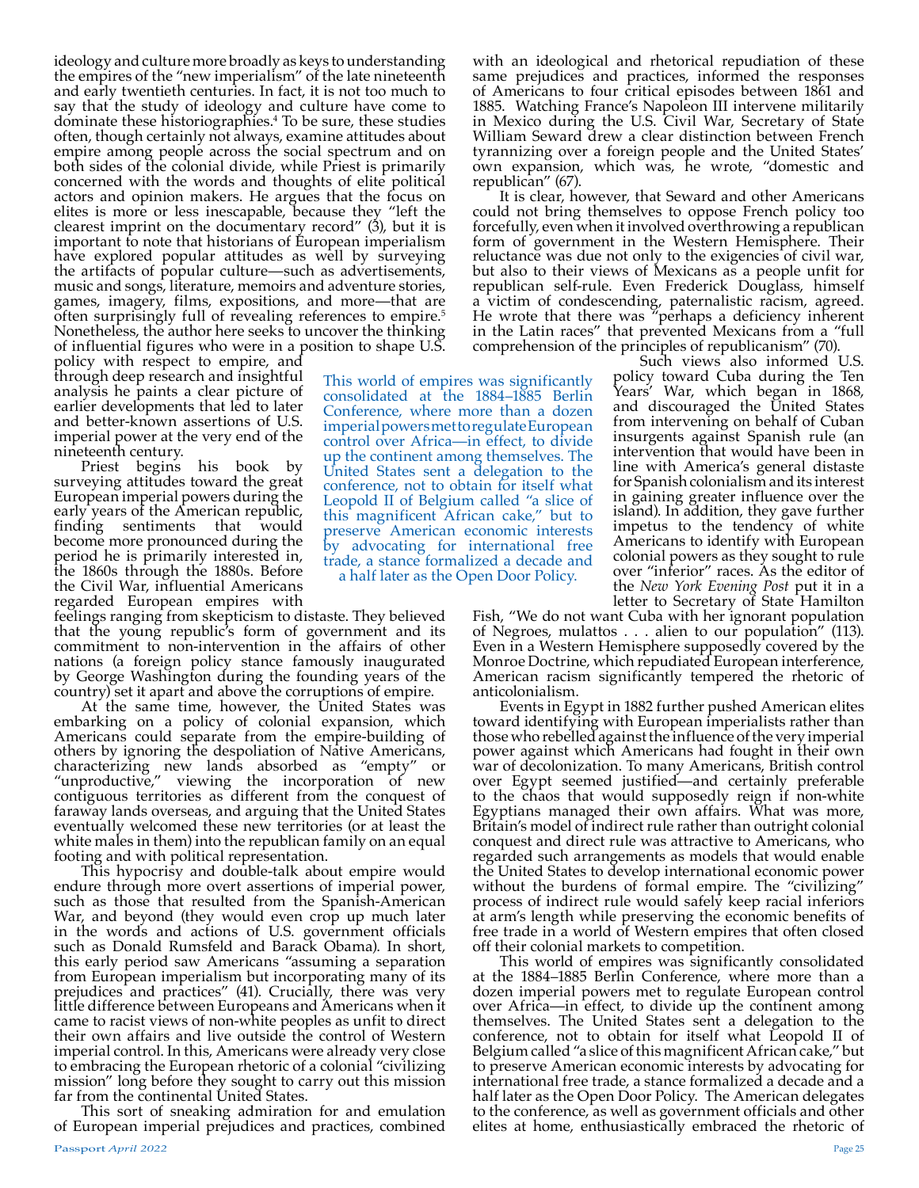ideology and culture more broadly as keys to understanding the empires of the "new imperialism" of the late nineteenth and early twentieth centuries. In fact, it is not too much to say that the study of ideology and culture have come to dominate these historiographies.[4] To be sure, these studies often, though certainly not always, examine attitudes about empire among people across the social spectrum and on both sides of the colonial divide, while Priest is primarily concerned with the words and thoughts of elite political actors and opinion makers. He argues that the focus on elites is more or less inescapable, because they "left the clearest imprint on the documentary record" (3), but it is important to note that historians of European imperialism have explored popular attitudes as well by surveying the artifacts of popular culture—such as advertisements, music and songs, literature, memoirs and adventure stories, games, imagery, films, expositions, and more—that are often surprisingly full of revealing references to empire.[5] Nonetheless, the author here seeks to uncover the thinking of influential figures who were in a position to shape U.S. policy with respect to empire, and through deep research and insightful analysis he paints a clear picture of earlier developments that led to later and better-known assertions of U.S. imperial power at the very end of the nineteenth century.

Priest begins his book by surveying attitudes toward the great European imperial powers during the early years of the American republic, finding sentiments that would become more pronounced during the period he is primarily interested in, the 1860s through the 1880s. Before the Civil War, influential Americans regarded European empires with feelings ranging from skepticism to distaste. They believed that the young republic's form of government and its commitment to non-intervention in the affairs of other nations (a foreign policy stance famously inaugurated by George Washington during the founding years of the country) set it apart and above the corruptions of empire.

At the same time, however, the United States was embarking on a policy of colonial expansion, which Americans could separate from the empire-building of others by ignoring the despoliation of Native Americans, characterizing new lands absorbed as "empty" or "unproductive," viewing the incorporation of new contiguous territories as different from the conquest of faraway lands overseas, and arguing that the United States eventually welcomed these new territories (or at least the white males in them) into the republican family on an equal footing and with political representation.

This hypocrisy and double-talk about empire would endure through more overt assertions of imperial power, such as those that resulted from the Spanish-American War, and beyond (they would even crop up much later in the words and actions of U.S. government officials such as Donald Rumsfeld and Barack Obama). In short, this early period saw Americans "assuming a separation from European imperialism but incorporating many of its prejudices and practices" (41). Crucially, there was very little difference between Europeans and Americans when it came to racist views of non-white peoples as unfit to direct their own affairs and live outside the control of Western imperial control. In this, Americans were already very close to embracing the European rhetoric of a colonial "civilizing mission" long before they sought to carry out this mission far from the continental United States.

This sort of sneaking admiration for and emulation of European imperial prejudices and practices, combined with an ideological and rhetorical repudiation of these same prejudices and practices, informed the responses of Americans to four critical episodes between 1861 and 1885. Watching France's Napoleon III intervene militarily in Mexico during the U.S. Civil War, Secretary of State William Seward drew a clear distinction between French tyrannizing over a foreign people and the United States' own expansion, which was, he wrote, "domestic and republican" (67).

It is clear, however, that Seward and other Americans could not bring themselves to oppose French policy too forcefully, even when it involved overthrowing a republican form of government in the Western Hemisphere. Their reluctance was due not only to the exigencies of civil war, but also to their views of Mexicans as a people unfit for republican self-rule. Even Frederick Douglass, himself a victim of condescending, paternalistic racism, agreed. He wrote that there was "perhaps a deficiency inherent in the Latin races" that prevented Mexicans from a "full comprehension of the principles of republicanism" (70).

Such views also informed U.S. policy toward Cuba during the Ten Years' War, which began in 1868, and discouraged the United States from intervening on behalf of Cuban insurgents against Spanish rule (an intervention that would have been in line with America's general distaste for Spanish colonialism and its interest in gaining greater influence over the island). In addition, they gave further impetus to the tendency of white Americans to identify with European colonial powers as they sought to rule over "inferior" races. As the editor of the *New York Evening Post* put it in a letter to Secretary of State Hamilton Fish, "We do not want Cuba with her ignorant population of Negroes, mulattos . . . alien to our population" (113). Even in a Western Hemisphere supposedly covered by the Monroe Doctrine, which repudiated European interference, American racism significantly tempered the rhetoric of anticolonialism.

Events in Egypt in 1882 further pushed American elites toward identifying with European imperialists rather than those who rebelled against the influence of the very imperial power against which Americans had fought in their own war of decolonization. To many Americans, British control over Egypt seemed justified—and certainly preferable to the chaos that would supposedly reign if non-white Egyptians managed their own affairs. What was more, Britain's model of indirect rule rather than outright colonial conquest and direct rule was attractive to Americans, who regarded such arrangements as models that would enable the United States to develop international economic power without the burdens of formal empire. The "civilizing" process of indirect rule would safely keep racial inferiors at arm's length while preserving the economic benefits of free trade in a world of Western empires that often closed off their colonial markets to competition.

This world of empires was significantly consolidated at the 1884–1885 Berlin Conference, where more than a dozen imperial powers met to regulate European control over Africa—in effect, to divide up the continent among themselves. The United States sent a delegation to the conference, not to obtain for itself what Leopold II of Belgium called "a slice of this magnificent African cake," but to preserve American economic interests by advocating for international free trade, a stance formalized a decade and a half later as the Open Door Policy. The American delegates to the conference, as well as government officials and other elites at home, enthusiastically embraced the rhetoric of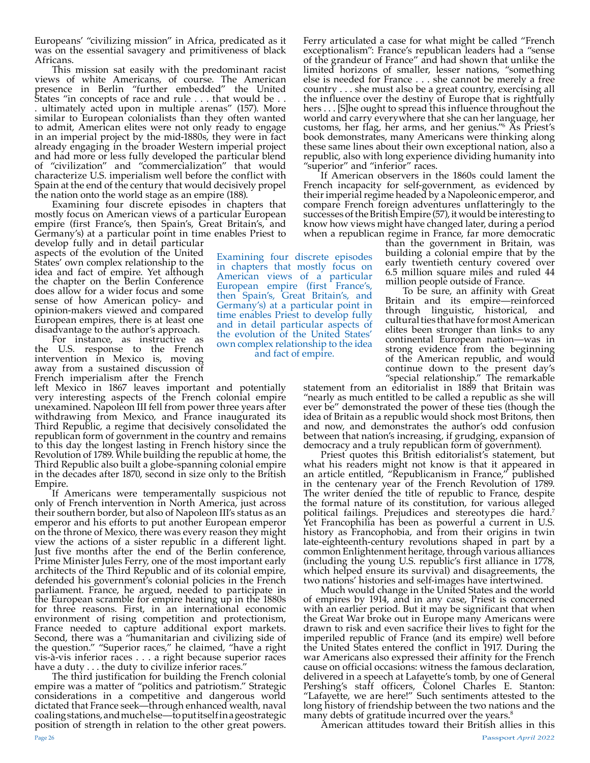Europeans' "civilizing mission" in Africa, predicated as it was on the essential savagery and primitiveness of black Africans.

This mission sat easily with the predominant racist views of white Americans, of course. The American presence in Berlin "further embedded" the United States "in concepts of race and rule . . . that would be . . . ultimately acted upon in multiple arenas" (157). More similar to European colonialists than they often wanted to admit, American elites were not only ready to engage in an imperial project by the mid-1880s, they were in fact already engaging in the broader Western imperial project and had more or less fully developed the particular blend of "civilization" and "commercialization" that would characterize U.S. imperialism well before the conflict with Spain at the end of the century that would decisively propel the nation onto the world stage as an empire (188).

Examining four discrete episodes in chapters that mostly focus on American views of a particular European empire (first France's, then Spain's, Great Britain's, and Germany's) at a particular point in time enables Priest to develop fully and in detail particular aspects of the evolution of the United States' own complex relationship to the idea and fact of empire. Yet although the chapter on the Berlin Conference does allow for a wider focus and some sense of how American policy- and opinion-makers viewed and compared European empires, there is at least one disadvantage to the author's approach.

For instance, as instructive as the U.S. response to the French intervention in Mexico is, moving away from a sustained discussion of French imperialism after the French left Mexico in 1867 leaves important and potentially very interesting aspects of the French colonial empire unexamined. Napoleon III fell from power three years after withdrawing from Mexico, and France inaugurated its Third Republic, a regime that decisively consolidated the republican form of government in the country and remains to this day the longest lasting in French history since the Revolution of 1789. While building the republic at home, the Third Republic also built a globe-spanning colonial empire in the decades after 1870, second in size only to the British Empire.

If Americans were temperamentally suspicious not only of French intervention in North America, just across their southern border, but also of Napoleon III's status as an emperor and his efforts to put another European emperor on the throne of Mexico, there was every reason they might view the actions of a sister republic in a different light. Just five months after the end of the Berlin conference, Prime Minister Jules Ferry, one of the most important early architects of the Third Republic and of its colonial empire, defended his government's colonial policies in the French parliament. France, he argued, needed to participate in the European scramble for empire heating up in the 1880s for three reasons. First, in an international economic environment of rising competition and protectionism, France needed to capture additional export markets. Second, there was a "humanitarian and civilizing side of the question." "Superior races," he claimed, "have a right vis-à-vis inferior races . . . a right because superior races have a duty . . . the duty to civilize inferior races."

The third justification for building the French colonial empire was a matter of "politics and patriotism." Strategic considerations in a competitive and dangerous world dictated that France seek—through enhanced wealth, naval coaling stations, and much else—to put itself in a geostrategic position of strength in relation to the other great powers. Ferry articulated a case for what might be called "French exceptionalism": France's republican leaders had a "sense of the grandeur of France" and had shown that unlike the limited horizons of smaller, lesser nations, "something else is needed for France . . . she cannot be merely a free country . . . she must also be a great country, exercising all the influence over the destiny of Europe that is rightfully hers . . . [S]he ought to spread this influence throughout the world and carry everywhere that she can her language, her customs, her flag, her arms, and her genius."[6] As Priest's book demonstrates, many Americans were thinking along these same lines about their own exceptional nation, also a republic, also with long experience dividing humanity into "superior" and "inferior" races.

If American observers in the 1860s could lament the French incapacity for self-government, as evidenced by their imperial regime headed by a Napoleonic emperor, and compare French foreign adventures unflatteringly to the successes of the British Empire (57), it would be interesting to know how views might have changed later, during a period when a republican regime in France, far more democratic than the government in Britain, was building a colonial empire that by the early twentieth century covered over 6.5 million square miles and ruled 44 million people outside of France.

To be sure, an affinity with Great Britain and its empire—reinforced through linguistic, historical, and cultural ties that have for most American elites been stronger than links to any continental European nation—was in strong evidence from the beginning of the American republic, and would continue down to the present day's "special relationship." The remarkable statement from an editorialist in 1889 that Britain was "nearly as much entitled to be called a republic as she will ever be" demonstrated the power of these ties (though the idea of Britain as a republic would shock most Britons, then and now, and demonstrates the author's odd confusion between that nation's increasing, if grudging, expansion of democracy and a truly republican form of government).

Priest quotes this British editorialist's statement, but what his readers might not know is that it appeared in an article entitled, "Republicanism in France," published in the centenary year of the French Revolution of 1789. The writer denied the title of republic to France, despite the formal nature of its constitution, for various alleged political failings. Prejudices and stereotypes die hard.[7] Yet Francophilia has been as powerful a current in U.S. history as Francophobia, and from their origins in twin late-eighteenth-century revolutions shaped in part by a common Enlightenment heritage, through various alliances (including the young U.S. republic's first alliance in 1778, which helped ensure its survival) and disagreements, the two nations' histories and self-images have intertwined.

Much would change in the United States and the world of empires by 1914, and in any case, Priest is concerned with an earlier period. But it may be significant that when the Great War broke out in Europe many Americans were drawn to risk and even sacrifice their lives to fight for the imperiled republic of France (and its empire) well before the United States entered the conflict in 1917. During the war Americans also expressed their affinity for the French cause on official occasions: witness the famous declaration, delivered in a speech at Lafayette's tomb, by one of General Pershing's staff officers, Colonel Charles E. Stanton: "Lafayette, we are here!" Such sentiments attested to the long history of friendship between the two nations and the many debts of gratitude incurred over the years.[8]

American attitudes toward their British allies in this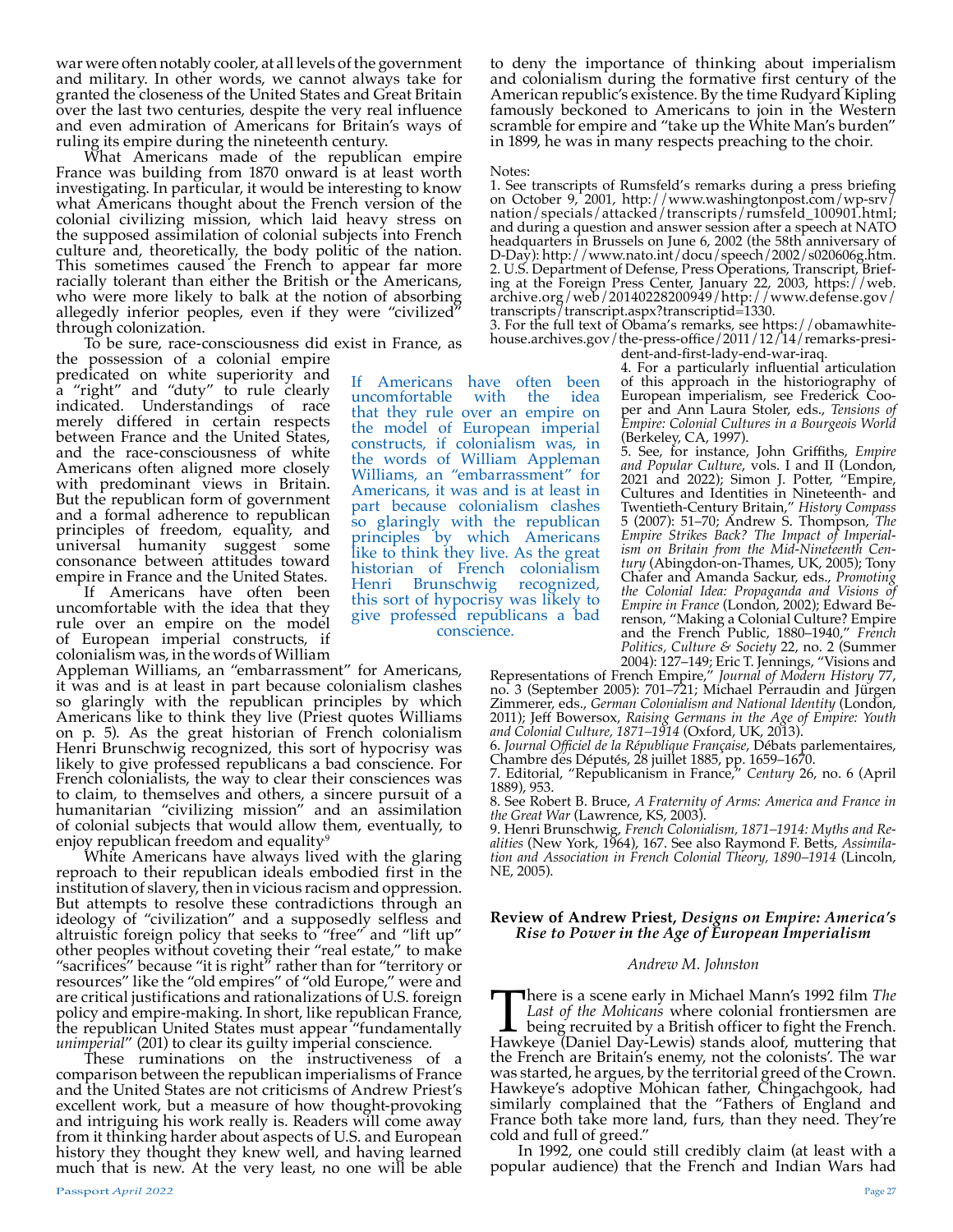war were often notably cooler, at all levels of the government and military. In other words, we cannot always take for granted the closeness of the United States and Great Britain over the last two centuries, despite the very real influence and even admiration of Americans for Britain's ways of ruling its empire during the nineteenth century.

What Americans made of the republican empire France was building from 1870 onward is at least worth investigating. In particular, it would be interesting to know what Americans thought about the French version of the colonial civilizing mission, which laid heavy stress on the supposed assimilation of colonial subjects into French culture and, theoretically, the body politic of the nation. This sometimes caused the French to appear far more racially tolerant than either the British or the Americans, who were more likely to balk at the notion of absorbing allegedly inferior peoples, even if they were "civilized" through colonization.

To be sure, race-consciousness did exist in France, as the possession of a colonial empire predicated on white superiority and a "right" and "duty" to rule clearly indicated. Understandings of race merely differed in certain respects between France and the United States, and the race-consciousness of white Americans often aligned more closely with predominant views in Britain. But the republican form of government and a formal adherence to republican principles of freedom, equality, and universal humanity suggest some consonance between attitudes toward empire in France and the United States.

If Americans have often been uncomfortable with the idea that they rule over an empire on the model of European imperial constructs, if colonialism was, in the words of William Appleman Williams, an "embarrassment" for Americans, it was and is at least in part because colonialism clashes so glaringly with the republican principles by which Americans like to think they live (Priest quotes Williams on p. 5). As the great historian of French colonialism Henri Brunschwig recognized, this sort of hypocrisy was likely to give professed republicans a bad conscience. For French colonialists, the way to clear their consciences was to claim, to themselves and others, a sincere pursuit of a humanitarian "civilizing mission" and an assimilation of colonial subjects that would allow them, eventually, to enjoy republican freedom and equality[9]

> If Americans have often been uncomfortable with the idea that they rule over an empire on the model of European imperial constructs, if colonialism was, in the words of William Appleman Williams, an "embarrassment" for Americans, it was and is at least in part because colonialism clashes so glaringly with the republican principles by which Americans like to think they live. As the great historian of French colonialism Henri Brunschwig recognized, this sort of hypocrisy was likely to give professed republicans a bad conscience.

White Americans have always lived with the glaring reproach to their republican ideals embodied first in the institution of slavery, then in vicious racism and oppression. But attempts to resolve these contradictions through an ideology of "civilization" and a supposedly selfless and altruistic foreign policy that seeks to "free" and "lift up" other peoples without coveting their "real estate," to make "sacrifices" because "it is right" rather than for "territory or resources" like the "old empires" of "old Europe," were and are critical justifications and rationalizations of U.S. foreign policy and empire-making. In short, like republican France, the republican United States must appear "fundamentally *unimperial*" (201) to clear its guilty imperial conscience.

These ruminations on the instructiveness of a comparison between the republican imperialisms of France and the United States are not criticisms of Andrew Priest's excellent work, but a measure of how thought-provoking and intriguing his work really is. Readers will come away from it thinking harder about aspects of U.S. and European history they thought they knew well, and having learned much that is new. At the very least, no one will be able to deny the importance of thinking about imperialism and colonialism during the formative first century of the American republic's existence. By the time Rudyard Kipling famously beckoned to Americans to join in the Western scramble for empire and "take up the White Man's burden" in 1899, he was in many respects preaching to the choir.

Notes:

1. See transcripts of Rumsfeld's remarks during a press briefing on October 9, 2001, http://www.washingtonpost.com/wp-srv/nation/specials/attacked/transcripts/rumsfeld_100901.html; and during a question and answer session after a speech at NATO headquarters in Brussels on June 6, 2002 (the 58th anniversary of D-Day): http://www.nato.int/docu/speech/2002/s020606g.htm.
2. U.S. Department of Defense, Press Operations, Transcript, Briefing at the Foreign Press Center, January 22, 2003, https://web.archive.org/web/20140228200949/http://www.defense.gov/transcripts/transcript.aspx?transcriptid=1330.
3. For the full text of Obama's remarks, see https://obamawhitehouse.archives.gov/the-press-office/2011/12/14/remarks-president-and-first-lady-end-war-iraq.
4. For a particularly influential articulation of this approach in the historiography of European imperialism, see Frederick Cooper and Ann Laura Stoler, eds., *Tensions of Empire: Colonial Cultures in a Bourgeois World* (Berkeley, CA, 1997).
5. See, for instance, John Griffiths, *Empire and Popular Culture*, vols. I and II (London, 2021 and 2022); Simon J. Potter, "Empire, Cultures and Identities in Nineteenth- and Twentieth-Century Britain," *History Compass* 5 (2007): 51–70; Andrew S. Thompson, *The Empire Strikes Back? The Impact of Imperialism on Britain from the Mid-Nineteenth Century* (Abingdon-on-Thames, UK, 2005); Tony Chafer and Amanda Sackur, eds., *Promoting the Colonial Idea: Propaganda and Visions of Empire in France* (London, 2002); Edward Berenson, "Making a Colonial Culture? Empire and the French Public, 1880–1940," *French Politics, Culture & Society* 22, no. 2 (Summer 2004): 127–149; Eric T. Jennings, "Visions and Representations of French Empire," *Journal of Modern History* 77, no. 3 (September 2005): 701–721; Michael Perraudin and Jürgen Zimmerer, eds., *German Colonialism and National Identity* (London, 2011); Jeff Bowersox, *Raising Germans in the Age of Empire: Youth and Colonial Culture, 1871–1914* (Oxford, UK, 2013).
6. *Journal Officiel de la République Française*, Débats parlementaires, Chambre des Députés, 28 juillet 1885, pp. 1659–1670.
7. Editorial, "Republicanism in France," *Century* 26, no. 6 (April 1889), 953.
8. See Robert B. Bruce, *A Fraternity of Arms: America and France in the Great War* (Lawrence, KS, 2003).
9. Henri Brunschwig, *French Colonialism, 1871–1914: Myths and Realities* (New York, 1964), 167. See also Raymond F. Betts, *Assimilation and Association in French Colonial Theory, 1890–1914* (Lincoln, NE, 2005).

## Review of Andrew Priest, *Designs on Empire: America's Rise to Power in the Age of European Imperialism*

*Andrew M. Johnston*

There is a scene early in Michael Mann's 1992 film *The Last of the Mohicans* where colonial frontiersmen are being recruited by a British officer to fight the French. Hawkeye (Daniel Day-Lewis) stands aloof, muttering that the French are Britain's enemy, not the colonists'. The war was started, he argues, by the territorial greed of the Crown. Hawkeye's adoptive Mohican father, Chingachgook, had similarly complained that the "Fathers of England and France both take more land, furs, than they need. They're cold and full of greed."

In 1992, one could still credibly claim (at least with a popular audience) that the French and Indian Wars had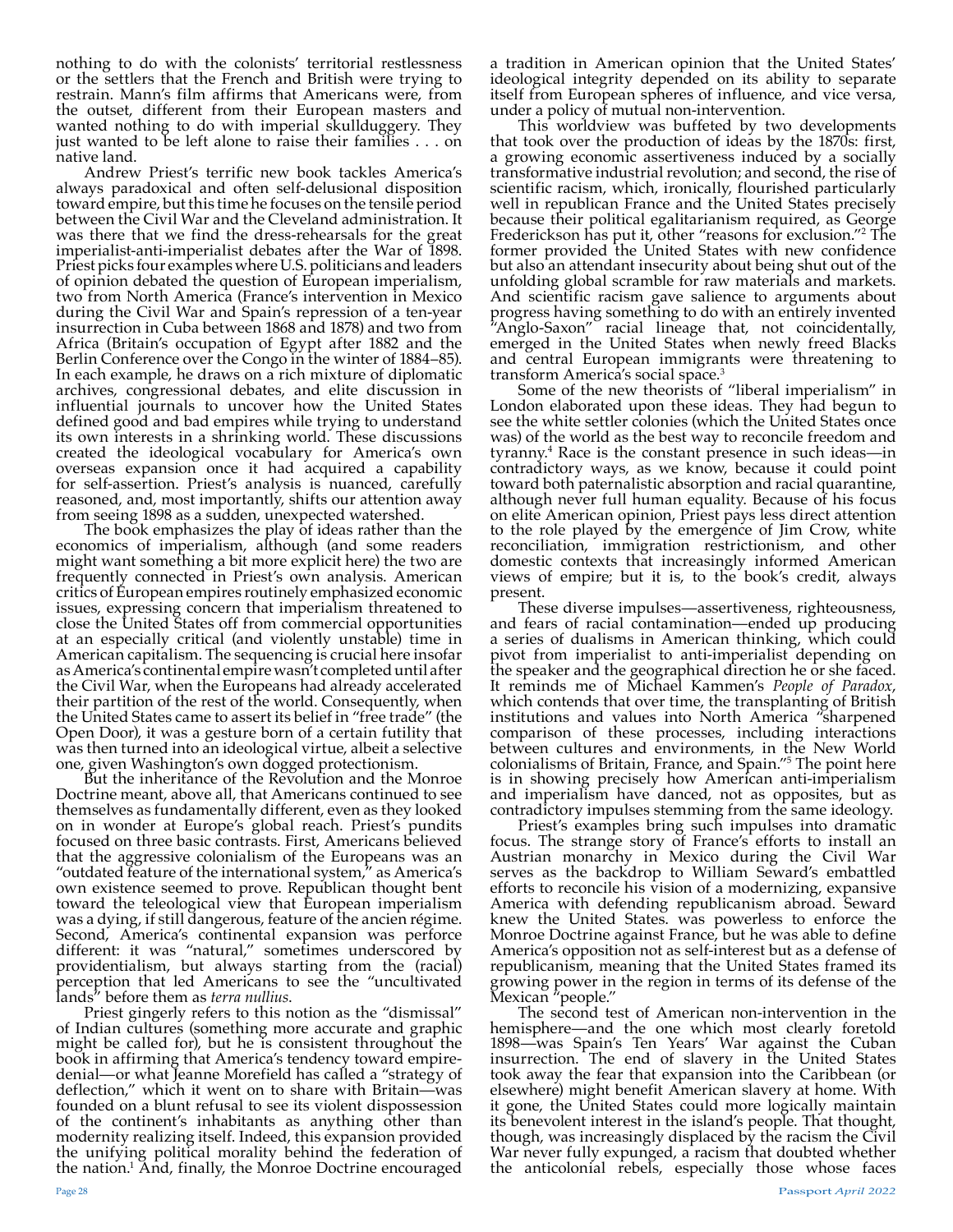nothing to do with the colonists' territorial restlessness or the settlers that the French and British were trying to restrain. Mann's film affirms that Americans were, from the outset, different from their European masters and wanted nothing to do with imperial skullduggery. They just wanted to be left alone to raise their families . . . on native land.

Andrew Priest's terrific new book tackles America's always paradoxical and often self-delusional disposition toward empire, but this time he focuses on the tensile period between the Civil War and the Cleveland administration. It was there that we find the dress-rehearsals for the great imperialist-anti-imperialist debates after the War of 1898. Priest picks four examples where U.S. politicians and leaders of opinion debated the question of European imperialism, two from North America (France's intervention in Mexico during the Civil War and Spain's repression of a ten-year insurrection in Cuba between 1868 and 1878) and two from Africa (Britain's occupation of Egypt after 1882 and the Berlin Conference over the Congo in the winter of 1884–85). In each example, he draws on a rich mixture of diplomatic archives, congressional debates, and elite discussion in influential journals to uncover how the United States defined good and bad empires while trying to understand its own interests in a shrinking world. These discussions created the ideological vocabulary for America's own overseas expansion once it had acquired a capability for self-assertion. Priest's analysis is nuanced, carefully reasoned, and, most importantly, shifts our attention away from seeing 1898 as a sudden, unexpected watershed.

The book emphasizes the play of ideas rather than the economics of imperialism, although (and some readers might want something a bit more explicit here) the two are frequently connected in Priest's own analysis. American critics of European empires routinely emphasized economic issues, expressing concern that imperialism threatened to close the United States off from commercial opportunities at an especially critical (and violently unstable) time in American capitalism. The sequencing is crucial here insofar as America's continental empire wasn't completed until after the Civil War, when the Europeans had already accelerated their partition of the rest of the world. Consequently, when the United States came to assert its belief in "free trade" (the Open Door), it was a gesture born of a certain futility that was then turned into an ideological virtue, albeit a selective one, given Washington's own dogged protectionism.

But the inheritance of the Revolution and the Monroe Doctrine meant, above all, that Americans continued to see themselves as fundamentally different, even as they looked on in wonder at Europe's global reach. Priest's pundits focused on three basic contrasts. First, Americans believed that the aggressive colonialism of the Europeans was an "outdated feature of the international system," as America's own existence seemed to prove. Republican thought bent toward the teleological view that European imperialism was a dying, if still dangerous, feature of the ancien régime. Second, America's continental expansion was perforce different: it was "natural," sometimes underscored by providentialism, but always starting from the (racial) perception that led Americans to see the "uncultivated lands" before them as *terra nullius*.

Priest gingerly refers to this notion as the "dismissal" of Indian cultures (something more accurate and graphic might be called for), but he is consistent throughout the book in affirming that America's tendency toward empire-denial—or what Jeanne Morefield has called a "strategy of deflection," which it went on to share with Britain—was founded on a blunt refusal to see its violent dispossession of the continent's inhabitants as anything other than modernity realizing itself. Indeed, this expansion provided the unifying political morality behind the federation of the nation.[1] And, finally, the Monroe Doctrine encouraged a tradition in American opinion that the United States' ideological integrity depended on its ability to separate itself from European spheres of influence, and vice versa, under a policy of mutual non-intervention.

This worldview was buffeted by two developments that took over the production of ideas by the 1870s: first, a growing economic assertiveness induced by a socially transformative industrial revolution; and second, the rise of scientific racism, which, ironically, flourished particularly well in republican France and the United States precisely because their political egalitarianism required, as George Frederickson has put it, other "reasons for exclusion."[2] The former provided the United States with new confidence but also an attendant insecurity about being shut out of the unfolding global scramble for raw materials and markets. And scientific racism gave salience to arguments about progress having something to do with an entirely invented "Anglo-Saxon" racial lineage that, not coincidentally, emerged in the United States when newly freed Blacks and central European immigrants were threatening to transform America's social space.[3]

Some of the new theorists of "liberal imperialism" in London elaborated upon these ideas. They had begun to see the white settler colonies (which the United States once was) of the world as the best way to reconcile freedom and tyranny.[4] Race is the constant presence in such ideas—in contradictory ways, as we know, because it could point toward both paternalistic absorption and racial quarantine, although never full human equality. Because of his focus on elite American opinion, Priest pays less direct attention to the role played by the emergence of Jim Crow, white reconciliation, immigration restrictionism, and other domestic contexts that increasingly informed American views of empire; but it is, to the book's credit, always present.

These diverse impulses—assertiveness, righteousness, and fears of racial contamination—ended up producing a series of dualisms in American thinking, which could pivot from imperialist to anti-imperialist depending on the speaker and the geographical direction he or she faced. It reminds me of Michael Kammen's *People of Paradox*, which contends that over time, the transplanting of British institutions and values into North America "sharpened comparison of these processes, including interactions between cultures and environments, in the New World colonialisms of Britain, France, and Spain."[5] The point here is in showing precisely how American anti-imperialism and imperialism have danced, not as opposites, but as contradictory impulses stemming from the same ideology.

Priest's examples bring such impulses into dramatic focus. The strange story of France's efforts to install an Austrian monarchy in Mexico during the Civil War serves as the backdrop to William Seward's embattled efforts to reconcile his vision of a modernizing, expansive America with defending republicanism abroad. Seward knew the United States. was powerless to enforce the Monroe Doctrine against France, but he was able to define America's opposition not as self-interest but as a defense of republicanism, meaning that the United States framed its growing power in the region in terms of its defense of the Mexican "people."

The second test of American non-intervention in the hemisphere—and the one which most clearly foretold 1898—was Spain's Ten Years' War against the Cuban insurrection. The end of slavery in the United States took away the fear that expansion into the Caribbean (or elsewhere) might benefit American slavery at home. With it gone, the United States could more logically maintain its benevolent interest in the island's people. That thought, though, was increasingly displaced by the racism the Civil War never fully expunged, a racism that doubted whether the anticolonial rebels, especially those whose faces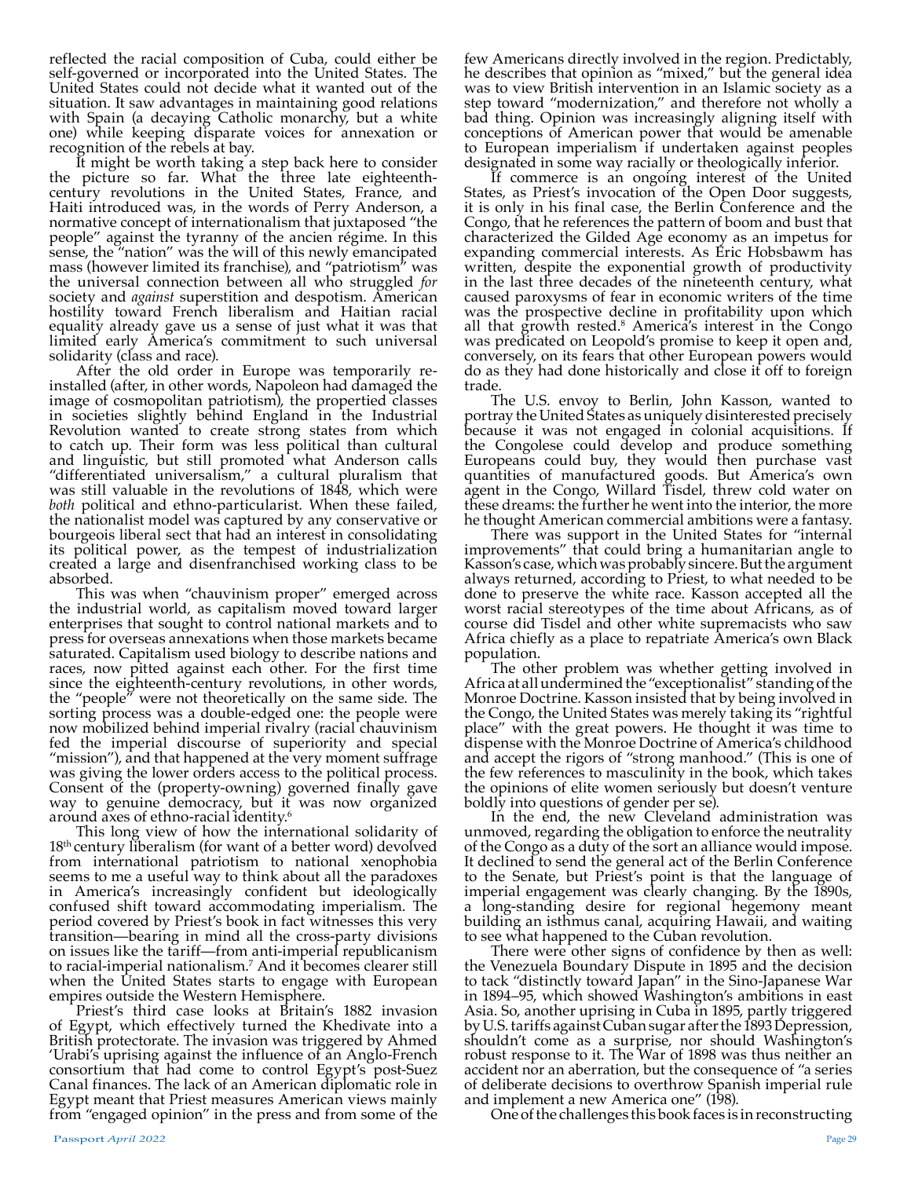reflected the racial composition of Cuba, could either be self-governed or incorporated into the United States. The United States could not decide what it wanted out of the situation. It saw advantages in maintaining good relations with Spain (a decaying Catholic monarchy, but a white one) while keeping disparate voices for annexation or recognition of the rebels at bay.

It might be worth taking a step back here to consider the picture so far. What the three late eighteenth-century revolutions in the United States, France, and Haiti introduced was, in the words of Perry Anderson, a normative concept of internationalism that juxtaposed "the people" against the tyranny of the ancien régime. In this sense, the "nation" was the will of this newly emancipated mass (however limited its franchise), and "patriotism" was the universal connection between all who struggled *for* society and *against* superstition and despotism. American hostility toward French liberalism and Haitian racial equality already gave us a sense of just what it was that limited early America's commitment to such universal solidarity (class and race).

After the old order in Europe was temporarily re-installed (after, in other words, Napoleon had damaged the image of cosmopolitan patriotism), the propertied classes in societies slightly behind England in the Industrial Revolution wanted to create strong states from which to catch up. Their form was less political than cultural and linguistic, but still promoted what Anderson calls "differentiated universalism," a cultural pluralism that was still valuable in the revolutions of 1848, which were *both* political and ethno-particularist. When these failed, the nationalist model was captured by any conservative or bourgeois liberal sect that had an interest in consolidating its political power, as the tempest of industrialization created a large and disenfranchised working class to be absorbed.

This was when "chauvinism proper" emerged across the industrial world, as capitalism moved toward larger enterprises that sought to control national markets and to press for overseas annexations when those markets became saturated. Capitalism used biology to describe nations and races, now pitted against each other. For the first time since the eighteenth-century revolutions, in other words, the "people" were not theoretically on the same side. The sorting process was a double-edged one: the people were now mobilized behind imperial rivalry (racial chauvinism fed the imperial discourse of superiority and special "mission"), and that happened at the very moment suffrage was giving the lower orders access to the political process. Consent of the (property-owning) governed finally gave way to genuine democracy, but it was now organized around axes of ethno-racial identity.[6]

This long view of how the international solidarity of 18th century liberalism (for want of a better word) devolved from international patriotism to national xenophobia seems to me a useful way to think about all the paradoxes in America's increasingly confident but ideologically confused shift toward accommodating imperialism. The period covered by Priest's book in fact witnesses this very transition—bearing in mind all the cross-party divisions on issues like the tariff—from anti-imperial republicanism to racial-imperial nationalism.[7] And it becomes clearer still when the United States starts to engage with European empires outside the Western Hemisphere.

Priest's third case looks at Britain's 1882 invasion of Egypt, which effectively turned the Khedivate into a British protectorate. The invasion was triggered by Ahmed 'Urabi's uprising against the influence of an Anglo-French consortium that had come to control Egypt's post-Suez Canal finances. The lack of an American diplomatic role in Egypt meant that Priest measures American views mainly from "engaged opinion" in the press and from some of the few Americans directly involved in the region. Predictably, he describes that opinion as "mixed," but the general idea was to view British intervention in an Islamic society as a step toward "modernization," and therefore not wholly a bad thing. Opinion was increasingly aligning itself with conceptions of American power that would be amenable to European imperialism if undertaken against peoples designated in some way racially or theologically inferior.

If commerce is an ongoing interest of the United States, as Priest's invocation of the Open Door suggests, it is only in his final case, the Berlin Conference and the Congo, that he references the pattern of boom and bust that characterized the Gilded Age economy as an impetus for expanding commercial interests. As Eric Hobsbawm has written, despite the exponential growth of productivity in the last three decades of the nineteenth century, what caused paroxysms of fear in economic writers of the time was the prospective decline in profitability upon which all that growth rested.[8] America's interest in the Congo was predicated on Leopold's promise to keep it open and, conversely, on its fears that other European powers would do as they had done historically and close it off to foreign trade.

The U.S. envoy to Berlin, John Kasson, wanted to portray the United States as uniquely disinterested precisely because it was not engaged in colonial acquisitions. If the Congolese could develop and produce something Europeans could buy, they would then purchase vast quantities of manufactured goods. But America's own agent in the Congo, Willard Tisdel, threw cold water on these dreams: the further he went into the interior, the more he thought American commercial ambitions were a fantasy.

There was support in the United States for "internal improvements" that could bring a humanitarian angle to Kasson's case, which was probably sincere. But the argument always returned, according to Priest, to what needed to be done to preserve the white race. Kasson accepted all the worst racial stereotypes of the time about Africans, as of course did Tisdel and other white supremacists who saw Africa chiefly as a place to repatriate America's own Black population.

The other problem was whether getting involved in Africa at all undermined the "exceptionalist" standing of the Monroe Doctrine. Kasson insisted that by being involved in the Congo, the United States was merely taking its "rightful place" with the great powers. He thought it was time to dispense with the Monroe Doctrine of America's childhood and accept the rigors of "strong manhood." (This is one of the few references to masculinity in the book, which takes the opinions of elite women seriously but doesn't venture boldly into questions of gender per se).

In the end, the new Cleveland administration was unmoved, regarding the obligation to enforce the neutrality of the Congo as a duty of the sort an alliance would impose. It declined to send the general act of the Berlin Conference to the Senate, but Priest's point is that the language of imperial engagement was clearly changing. By the 1890s, a long-standing desire for regional hegemony meant building an isthmus canal, acquiring Hawaii, and waiting to see what happened to the Cuban revolution.

There were other signs of confidence by then as well: the Venezuela Boundary Dispute in 1895 and the decision to tack "distinctly toward Japan" in the Sino-Japanese War in 1894–95, which showed Washington's ambitions in east Asia. So, another uprising in Cuba in 1895, partly triggered by U.S. tariffs against Cuban sugar after the 1893 Depression, shouldn't come as a surprise, nor should Washington's robust response to it. The War of 1898 was thus neither an accident nor an aberration, but the consequence of "a series of deliberate decisions to overthrow Spanish imperial rule and implement a new America one" (198).

One of the challenges this book faces is in reconstructing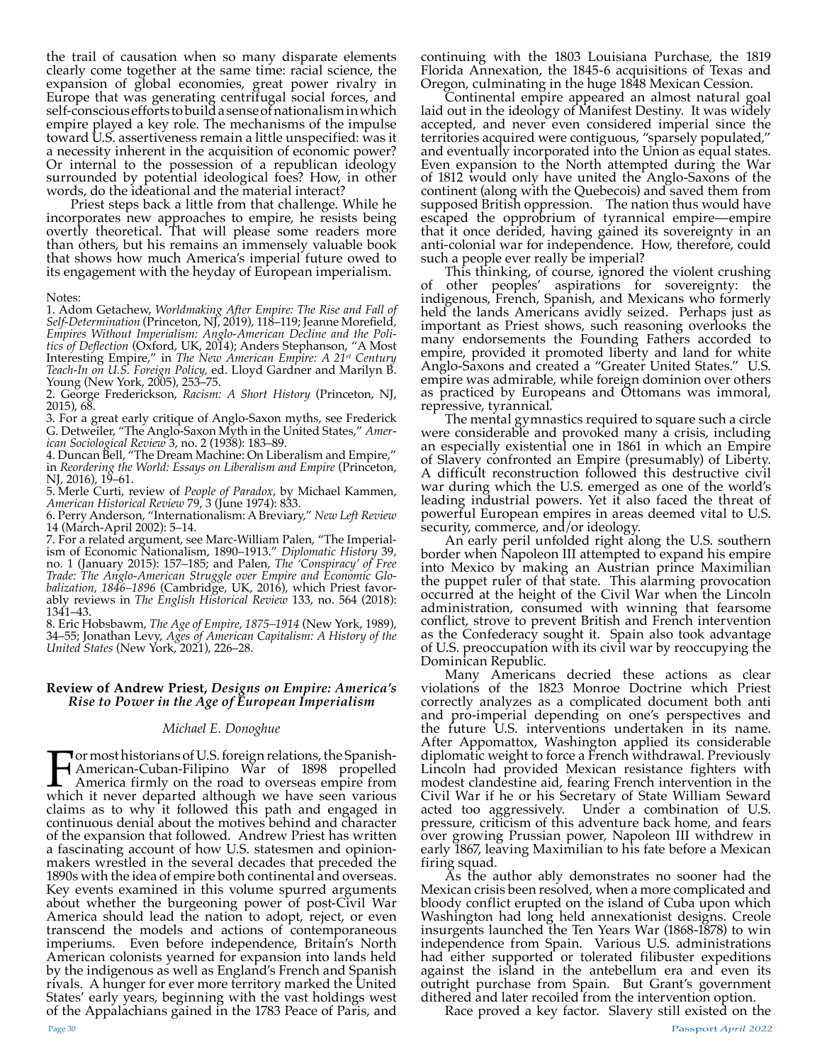the trail of causation when so many disparate elements clearly come together at the same time: racial science, the expansion of global economies, great power rivalry in Europe that was generating centrifugal social forces, and self-conscious efforts to build a sense of nationalism in which empire played a key role. The mechanisms of the impulse toward U.S. assertiveness remain a little unspecified: was it a necessity inherent in the acquisition of economic power? Or internal to the possession of a republican ideology surrounded by potential ideological foes? How, in other words, do the ideational and the material interact?

Priest steps back a little from that challenge. While he incorporates new approaches to empire, he resists being overtly theoretical. That will please some readers more than others, but his remains an immensely valuable book that shows how much America's imperial future owed to its engagement with the heyday of European imperialism.

Notes:
1. Adom Getachew, *Worldmaking After Empire: The Rise and Fall of Self-Determination* (Princeton, NJ, 2019), 118–119; Jeanne Morefield, *Empires Without Imperialism: Anglo-American Decline and the Politics of Deflection* (Oxford, UK, 2014); Anders Stephanson, "A Most Interesting Empire," in *The New American Empire: A 21st Century Teach-In on U.S. Foreign Policy*, ed. Lloyd Gardner and Marilyn B. Young (New York, 2005), 253–75.
2. George Frederickson, *Racism: A Short History* (Princeton, NJ, 2015), 68.
3. For a great early critique of Anglo-Saxon myths, see Frederick G. Detweiler, "The Anglo-Saxon Myth in the United States," *American Sociological Review* 3, no. 2 (1938): 183–89.
4. Duncan Bell, "The Dream Machine: On Liberalism and Empire," in *Reordering the World: Essays on Liberalism and Empire* (Princeton, NJ, 2016), 19–61.
5. Merle Curti, review of *People of Paradox*, by Michael Kammen, *American Historical Review* 79, 3 (June 1974): 833.
6. Perry Anderson, "Internationalism: A Breviary," *New Left Review* 14 (March-April 2002): 5–14.
7. For a related argument, see Marc-William Palen, "The Imperialism of Economic Nationalism, 1890–1913." *Diplomatic History* 39, no. 1 (January 2015): 157–185; and Palen, *The 'Conspiracy' of Free Trade: The Anglo-American Struggle over Empire and Economic Globalization, 1846–1896* (Cambridge, UK, 2016), which Priest favorably reviews in *The English Historical Review* 133, no. 564 (2018): 1341–43.
8. Eric Hobsbawm, *The Age of Empire, 1875–1914* (New York, 1989), 34–55; Jonathan Levy, *Ages of American Capitalism: A History of the United States* (New York, 2021), 226–28.

### Review of Andrew Priest, *Designs on Empire: America's Rise to Power in the Age of European Imperialism*

*Michael E. Donoghue*

For most historians of U.S. foreign relations, the Spanish-American-Cuban-Filipino War of 1898 propelled America firmly on the road to overseas empire from which it never departed although we have seen various claims as to why it followed this path and engaged in continuous denial about the motives behind and character of the expansion that followed. Andrew Priest has written a fascinating account of how U.S. statesmen and opinion-makers wrestled in the several decades that preceded the 1890s with the idea of empire both continental and overseas. Key events examined in this volume spurred arguments about whether the burgeoning power of post-Civil War America should lead the nation to adopt, reject, or even transcend the models and actions of contemporaneous imperiums. Even before independence, Britain's North American colonists yearned for expansion into lands held by the indigenous as well as England's French and Spanish rivals. A hunger for ever more territory marked the United States' early years, beginning with the vast holdings west of the Appalachians gained in the 1783 Peace of Paris, and continuing with the 1803 Louisiana Purchase, the 1819 Florida Annexation, the 1845-6 acquisitions of Texas and Oregon, culminating in the huge 1848 Mexican Cession.

Continental empire appeared an almost natural goal laid out in the ideology of Manifest Destiny. It was widely accepted, and never even considered imperial since the territories acquired were contiguous, "sparsely populated," and eventually incorporated into the Union as equal states. Even expansion to the North attempted during the War of 1812 would only have united the Anglo-Saxons of the continent (along with the Quebecois) and saved them from supposed British oppression. The nation thus would have escaped the opprobrium of tyrannical empire—empire that it once derided, having gained its sovereignty in an anti-colonial war for independence. How, therefore, could such a people ever really be imperial?

This thinking, of course, ignored the violent crushing of other peoples' aspirations for sovereignty: the indigenous, French, Spanish, and Mexicans who formerly held the lands Americans avidly seized. Perhaps just as important as Priest shows, such reasoning overlooks the many endorsements the Founding Fathers accorded to empire, provided it promoted liberty and land for white Anglo-Saxons and created a "Greater United States." U.S. empire was admirable, while foreign dominion over others as practiced by Europeans and Ottomans was immoral, repressive, tyrannical.

The mental gymnastics required to square such a circle were considerable and provoked many a crisis, including an especially existential one in 1861 in which an Empire of Slavery confronted an Empire (presumably) of Liberty. A difficult reconstruction followed this destructive civil war during which the U.S. emerged as one of the world's leading industrial powers. Yet it also faced the threat of powerful European empires in areas deemed vital to U.S. security, commerce, and/or ideology.

An early peril unfolded right along the U.S. southern border when Napoleon III attempted to expand his empire into Mexico by making an Austrian prince Maximilian the puppet ruler of that state. This alarming provocation occurred at the height of the Civil War when the Lincoln administration, consumed with winning that fearsome conflict, strove to prevent British and French intervention as the Confederacy sought it. Spain also took advantage of U.S. preoccupation with its civil war by reoccupying the Dominican Republic.

Many Americans decried these actions as clear violations of the 1823 Monroe Doctrine which Priest correctly analyzes as a complicated document both anti and pro-imperial depending on one's perspectives and the future U.S. interventions undertaken in its name. After Appomattox, Washington applied its considerable diplomatic weight to force a French withdrawal. Previously Lincoln had provided Mexican resistance fighters with modest clandestine aid, fearing French intervention in the Civil War if he or his Secretary of State William Seward acted too aggressively. Under a combination of U.S. pressure, criticism of this adventure back home, and fears over growing Prussian power, Napoleon III withdrew in early 1867, leaving Maximilian to his fate before a Mexican firing squad.

As the author ably demonstrates no sooner had the Mexican crisis been resolved, when a more complicated and bloody conflict erupted on the island of Cuba upon which Washington had long held annexationist designs. Creole insurgents launched the Ten Years War (1868-1878) to win independence from Spain. Various U.S. administrations had either supported or tolerated filibuster expeditions against the island in the antebellum era and even its outright purchase from Spain. But Grant's government dithered and later recoiled from the intervention option.

Race proved a key factor. Slavery still existed on the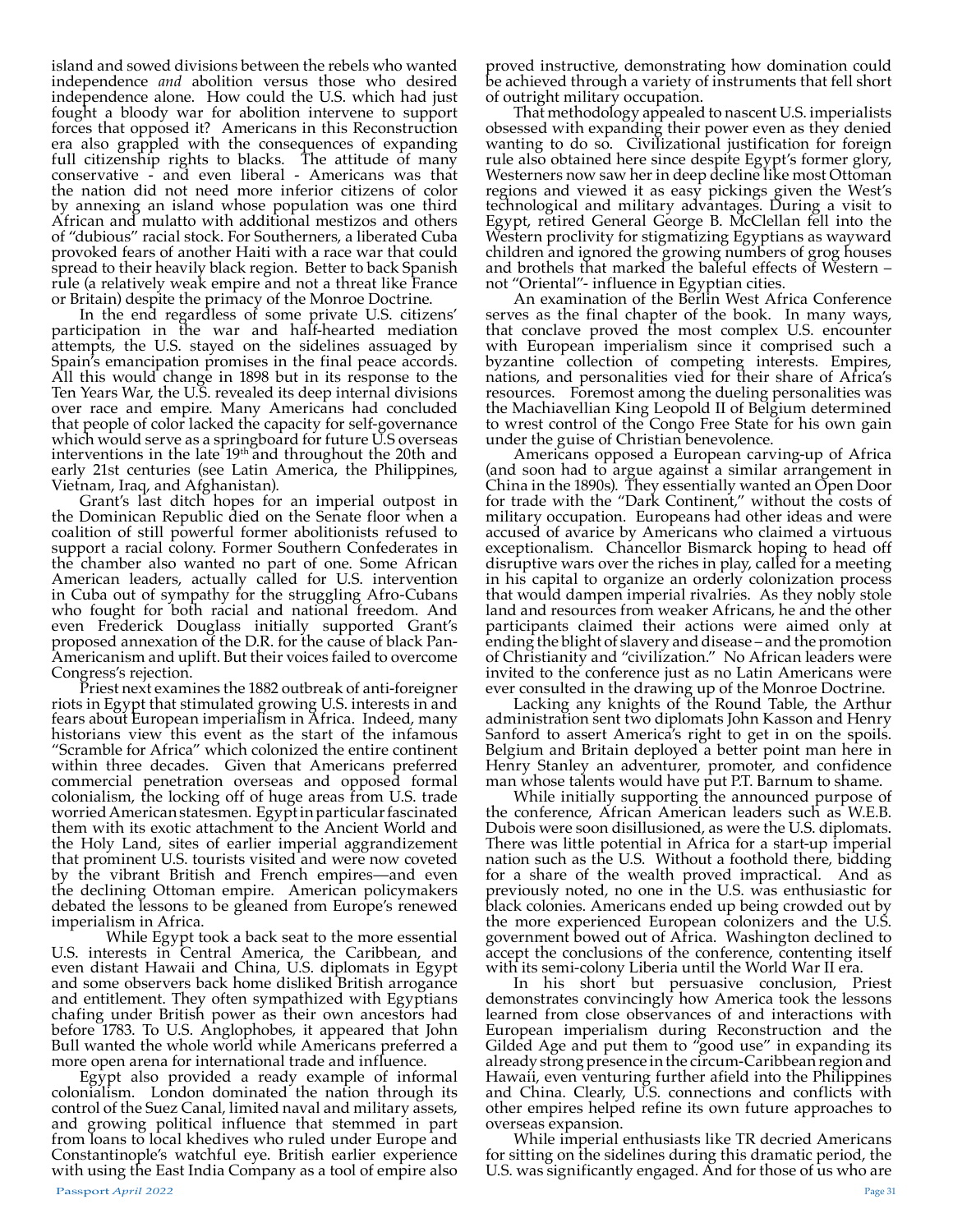island and sowed divisions between the rebels who wanted independence *and* abolition versus those who desired independence alone. How could the U.S. which had just fought a bloody war for abolition intervene to support forces that opposed it? Americans in this Reconstruction era also grappled with the consequences of expanding full citizenship rights to blacks. The attitude of many conservative - and even liberal - Americans was that the nation did not need more inferior citizens of color by annexing an island whose population was one third African and mulatto with additional mestizos and others of "dubious" racial stock. For Southerners, a liberated Cuba provoked fears of another Haiti with a race war that could spread to their heavily black region. Better to back Spanish rule (a relatively weak empire and not a threat like France or Britain) despite the primacy of the Monroe Doctrine.

In the end regardless of some private U.S. citizens' participation in the war and half-hearted mediation attempts, the U.S. stayed on the sidelines assuaged by Spain's emancipation promises in the final peace accords. All this would change in 1898 but in its response to the Ten Years War, the U.S. revealed its deep internal divisions over race and empire. Many Americans had concluded that people of color lacked the capacity for self-governance which would serve as a springboard for future U.S overseas interventions in the late 19th and throughout the 20th and early 21st centuries (see Latin America, the Philippines, Vietnam, Iraq, and Afghanistan).

Grant's last ditch hopes for an imperial outpost in the Dominican Republic died on the Senate floor when a coalition of still powerful former abolitionists refused to support a racial colony. Former Southern Confederates in the chamber also wanted no part of one. Some African American leaders, actually called for U.S. intervention in Cuba out of sympathy for the struggling Afro-Cubans who fought for both racial and national freedom. And even Frederick Douglass initially supported Grant's proposed annexation of the D.R. for the cause of black Pan-Americanism and uplift. But their voices failed to overcome Congress's rejection.

Priest next examines the 1882 outbreak of anti-foreigner riots in Egypt that stimulated growing U.S. interests in and fears about European imperialism in Africa. Indeed, many historians view this event as the start of the infamous "Scramble for Africa" which colonized the entire continent within three decades. Given that Americans preferred commercial penetration overseas and opposed formal colonialism, the locking off of huge areas from U.S. trade worried American statesmen. Egypt in particular fascinated them with its exotic attachment to the Ancient World and the Holy Land, sites of earlier imperial aggrandizement that prominent U.S. tourists visited and were now coveted by the vibrant British and French empires—and even the declining Ottoman empire. American policymakers debated the lessons to be gleaned from Europe's renewed imperialism in Africa.

While Egypt took a back seat to the more essential U.S. interests in Central America, the Caribbean, and even distant Hawaii and China, U.S. diplomats in Egypt and some observers back home disliked British arrogance and entitlement. They often sympathized with Egyptians chafing under British power as their own ancestors had before 1783. To U.S. Anglophobes, it appeared that John Bull wanted the whole world while Americans preferred a more open arena for international trade and influence.

Egypt also provided a ready example of informal colonialism. London dominated the nation through its control of the Suez Canal, limited naval and military assets, and growing political influence that stemmed in part from loans to local khedives who ruled under Europe and Constantinople's watchful eye. British earlier experience with using the East India Company as a tool of empire also proved instructive, demonstrating how domination could be achieved through a variety of instruments that fell short of outright military occupation.

That methodology appealed to nascent U.S. imperialists obsessed with expanding their power even as they denied wanting to do so. Civilizational justification for foreign rule also obtained here since despite Egypt's former glory, Westerners now saw her in deep decline like most Ottoman regions and viewed it as easy pickings given the West's technological and military advantages. During a visit to Egypt, retired General George B. McClellan fell into the Western proclivity for stigmatizing Egyptians as wayward children and ignored the growing numbers of grog houses and brothels that marked the baleful effects of Western – not "Oriental"- influence in Egyptian cities.

An examination of the Berlin West Africa Conference serves as the final chapter of the book. In many ways, that conclave proved the most complex U.S. encounter with European imperialism since it comprised such a byzantine collection of competing interests. Empires, nations, and personalities vied for their share of Africa's resources. Foremost among the dueling personalities was the Machiavellian King Leopold II of Belgium determined to wrest control of the Congo Free State for his own gain under the guise of Christian benevolence.

Americans opposed a European carving-up of Africa (and soon had to argue against a similar arrangement in China in the 1890s). They essentially wanted an Open Door for trade with the "Dark Continent," without the costs of military occupation. Europeans had other ideas and were accused of avarice by Americans who claimed a virtuous exceptionalism. Chancellor Bismarck hoping to head off disruptive wars over the riches in play, called for a meeting in his capital to organize an orderly colonization process that would dampen imperial rivalries. As they nobly stole land and resources from weaker Africans, he and the other participants claimed their actions were aimed only at ending the blight of slavery and disease – and the promotion of Christianity and "civilization." No African leaders were invited to the conference just as no Latin Americans were ever consulted in the drawing up of the Monroe Doctrine.

Lacking any knights of the Round Table, the Arthur administration sent two diplomats John Kasson and Henry Sanford to assert America's right to get in on the spoils. Belgium and Britain deployed a better point man here in Henry Stanley an adventurer, promoter, and confidence man whose talents would have put P.T. Barnum to shame.

While initially supporting the announced purpose of the conference, African American leaders such as W.E.B. Dubois were soon disillusioned, as were the U.S. diplomats. There was little potential in Africa for a start-up imperial nation such as the U.S. Without a foothold there, bidding for a share of the wealth proved impractical. And as previously noted, no one in the U.S. was enthusiastic for black colonies. Americans ended up being crowded out by the more experienced European colonizers and the U.S. government bowed out of Africa. Washington declined to accept the conclusions of the conference, contenting itself with its semi-colony Liberia until the World War II era.

In his short but persuasive conclusion, Priest demonstrates convincingly how America took the lessons learned from close observances of and interactions with European imperialism during Reconstruction and the Gilded Age and put them to "good use" in expanding its already strong presence in the circum-Caribbean region and Hawaii, even venturing further afield into the Philippines and China. Clearly, U.S. connections and conflicts with other empires helped refine its own future approaches to overseas expansion.

While imperial enthusiasts like TR decried Americans for sitting on the sidelines during this dramatic period, the U.S. was significantly engaged. And for those of us who are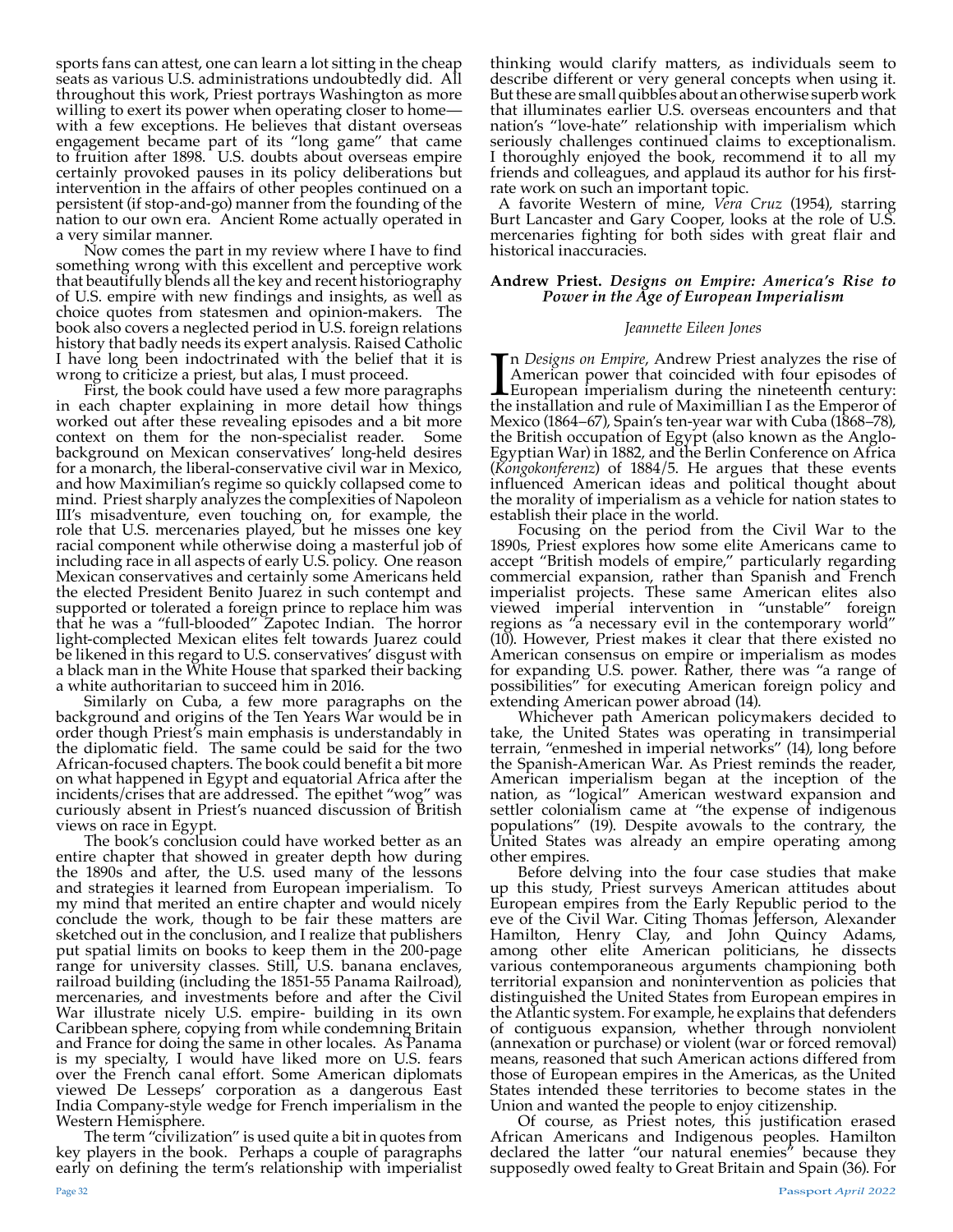sports fans can attest, one can learn a lot sitting in the cheap seats as various U.S. administrations undoubtedly did. All throughout this work, Priest portrays Washington as more willing to exert its power when operating closer to home—with a few exceptions. He believes that distant overseas engagement became part of its "long game" that came to fruition after 1898. U.S. doubts about overseas empire certainly provoked pauses in its policy deliberations but intervention in the affairs of other peoples continued on a persistent (if stop-and-go) manner from the founding of the nation to our own era. Ancient Rome actually operated in a very similar manner.

Now comes the part in my review where I have to find something wrong with this excellent and perceptive work that beautifully blends all the key and recent historiography of U.S. empire with new findings and insights, as well as choice quotes from statesmen and opinion-makers. The book also covers a neglected period in U.S. foreign relations history that badly needs its expert analysis. Raised Catholic I have long been indoctrinated with the belief that it is wrong to criticize a priest, but alas, I must proceed.

First, the book could have used a few more paragraphs in each chapter explaining in more detail how things worked out after these revealing episodes and a bit more context on them for the non-specialist reader. Some background on Mexican conservatives' long-held desires for a monarch, the liberal-conservative civil war in Mexico, and how Maximilian's regime so quickly collapsed come to mind. Priest sharply analyzes the complexities of Napoleon III's misadventure, even touching on, for example, the role that U.S. mercenaries played, but he misses one key racial component while otherwise doing a masterful job of including race in all aspects of early U.S. policy. One reason Mexican conservatives and certainly some Americans held the elected President Benito Juarez in such contempt and supported or tolerated a foreign prince to replace him was that he was a "full-blooded" Zapotec Indian. The horror light-complected Mexican elites felt towards Juarez could be likened in this regard to U.S. conservatives' disgust with a black man in the White House that sparked their backing a white authoritarian to succeed him in 2016.

Similarly on Cuba, a few more paragraphs on the background and origins of the Ten Years War would be in order though Priest's main emphasis is understandably in the diplomatic field. The same could be said for the two African-focused chapters. The book could benefit a bit more on what happened in Egypt and equatorial Africa after the incidents/crises that are addressed. The epithet "wog" was curiously absent in Priest's nuanced discussion of British views on race in Egypt.

The book's conclusion could have worked better as an entire chapter that showed in greater depth how during the 1890s and after, the U.S. used many of the lessons and strategies it learned from European imperialism. To my mind that merited an entire chapter and would nicely conclude the work, though to be fair these matters are sketched out in the conclusion, and I realize that publishers put spatial limits on books to keep them in the 200-page range for university classes. Still, U.S. banana enclaves, railroad building (including the 1851-55 Panama Railroad), mercenaries, and investments before and after the Civil War illustrate nicely U.S. empire- building in its own Caribbean sphere, copying from while condemning Britain and France for doing the same in other locales. As Panama is my specialty, I would have liked more on U.S. fears over the French canal effort. Some American diplomats viewed De Lesseps' corporation as a dangerous East India Company-style wedge for French imperialism in the Western Hemisphere.

The term "civilization" is used quite a bit in quotes from key players in the book. Perhaps a couple of paragraphs early on defining the term's relationship with imperialist thinking would clarify matters, as individuals seem to describe different or very general concepts when using it. But these are small quibbles about an otherwise superb work that illuminates earlier U.S. overseas encounters and that nation's "love-hate" relationship with imperialism which seriously challenges continued claims to exceptionalism. I thoroughly enjoyed the book, recommend it to all my friends and colleagues, and applaud its author for his first-rate work on such an important topic.

A favorite Western of mine, *Vera Cruz* (1954), starring Burt Lancaster and Gary Cooper, looks at the role of U.S. mercenaries fighting for both sides with great flair and historical inaccuracies.

### Andrew Priest. *Designs on Empire: America's Rise to Power in the Age of European Imperialism*

*Jeannette Eileen Jones*

In *Designs on Empire*, Andrew Priest analyzes the rise of American power that coincided with four episodes of European imperialism during the nineteenth century: the installation and rule of Maximillian I as the Emperor of Mexico (1864–67), Spain's ten-year war with Cuba (1868–78), the British occupation of Egypt (also known as the Anglo-Egyptian War) in 1882, and the Berlin Conference on Africa (*Kongokonferenz*) of 1884/5. He argues that these events influenced American ideas and political thought about the morality of imperialism as a vehicle for nation states to establish their place in the world.

Focusing on the period from the Civil War to the 1890s, Priest explores how some elite Americans came to accept "British models of empire," particularly regarding commercial expansion, rather than Spanish and French imperialist projects. These same American elites also viewed imperial intervention in "unstable" foreign regions as "a necessary evil in the contemporary world" (10). However, Priest makes it clear that there existed no American consensus on empire or imperialism as modes for expanding U.S. power. Rather, there was "a range of possibilities" for executing American foreign policy and extending American power abroad (14).

Whichever path American policymakers decided to take, the United States was operating in transimperial terrain, "enmeshed in imperial networks" (14), long before the Spanish-American War. As Priest reminds the reader, American imperialism began at the inception of the nation, as "logical" American westward expansion and settler colonialism came at "the expense of indigenous populations" (19). Despite avowals to the contrary, the United States was already an empire operating among other empires.

Before delving into the four case studies that make up this study, Priest surveys American attitudes about European empires from the Early Republic period to the eve of the Civil War. Citing Thomas Jefferson, Alexander Hamilton, Henry Clay, and John Quincy Adams, among other elite American politicians, he dissects various contemporaneous arguments championing both territorial expansion and nonintervention as policies that distinguished the United States from European empires in the Atlantic system. For example, he explains that defenders of contiguous expansion, whether through nonviolent (annexation or purchase) or violent (war or forced removal) means, reasoned that such American actions differed from those of European empires in the Americas, as the United States intended these territories to become states in the Union and wanted the people to enjoy citizenship.

Of course, as Priest notes, this justification erased African Americans and Indigenous peoples. Hamilton declared the latter "our natural enemies" because they supposedly owed fealty to Great Britain and Spain (36). For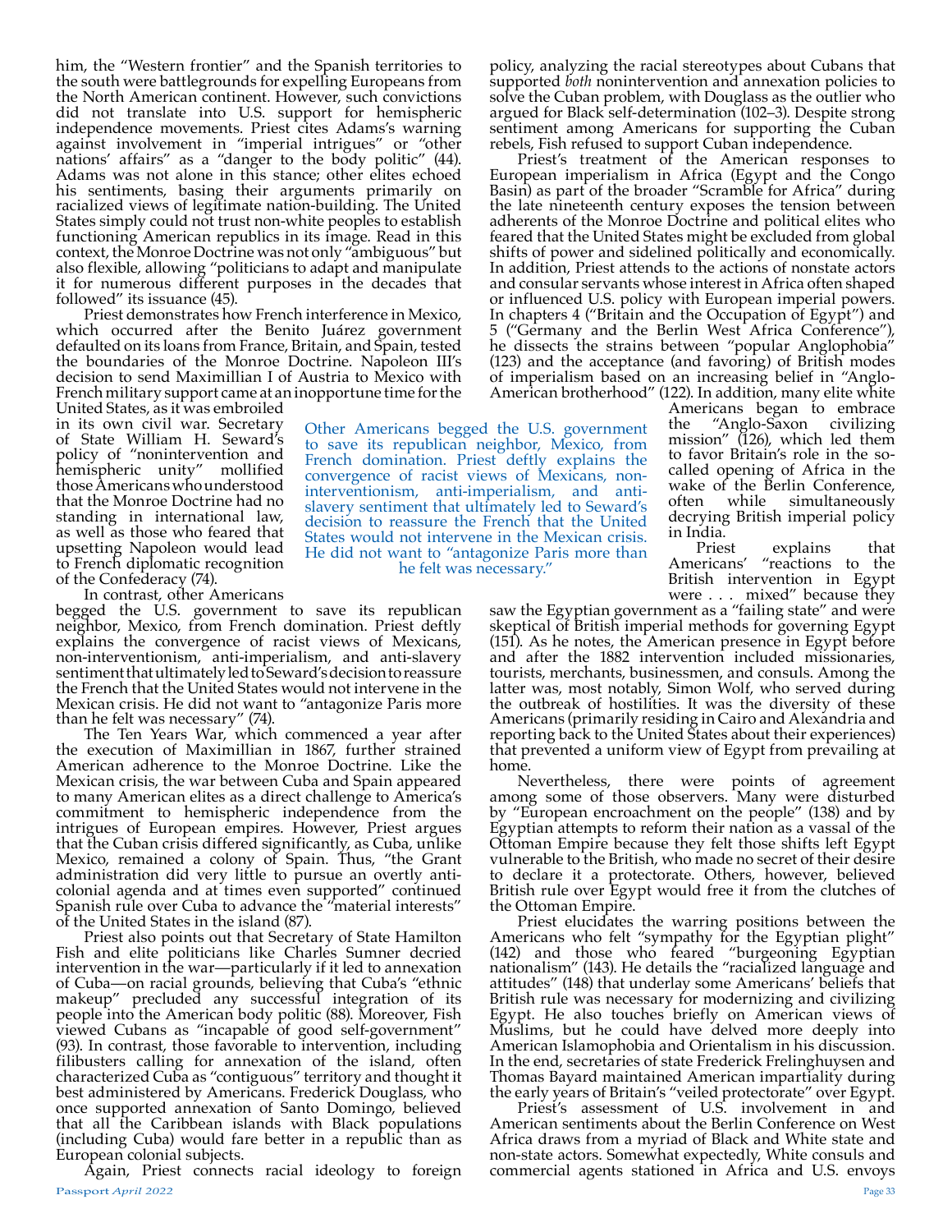him, the "Western frontier" and the Spanish territories to the south were battlegrounds for expelling Europeans from the North American continent. However, such convictions did not translate into U.S. support for hemispheric independence movements. Priest cites Adams's warning against involvement in "imperial intrigues" or "other nations' affairs" as a "danger to the body politic" (44). Adams was not alone in this stance; other elites echoed his sentiments, basing their arguments primarily on racialized views of legitimate nation-building. The United States simply could not trust non-white peoples to establish functioning American republics in its image. Read in this context, the Monroe Doctrine was not only "ambiguous" but also flexible, allowing "politicians to adapt and manipulate it for numerous different purposes in the decades that followed" its issuance (45).

Priest demonstrates how French interference in Mexico, which occurred after the Benito Juárez government defaulted on its loans from France, Britain, and Spain, tested the boundaries of the Monroe Doctrine. Napoleon III's decision to send Maximillian I of Austria to Mexico with French military support came at an inopportune time for the United States, as it was embroiled in its own civil war. Secretary of State William H. Seward's policy of "nonintervention and hemispheric unity" mollified those Americans who understood that the Monroe Doctrine had no standing in international law, as well as those who feared that upsetting Napoleon would lead to French diplomatic recognition of the Confederacy (74).

In contrast, other Americans begged the U.S. government to save its republican neighbor, Mexico, from French domination. Priest deftly explains the convergence of racist views of Mexicans, non-interventionism, anti-imperialism, and anti-slavery sentiment that ultimately led to Seward's decision to reassure the French that the United States would not intervene in the Mexican crisis. He did not want to "antagonize Paris more than he felt was necessary" (74).

The Ten Years War, which commenced a year after the execution of Maximillian in 1867, further strained American adherence to the Monroe Doctrine. Like the Mexican crisis, the war between Cuba and Spain appeared to many American elites as a direct challenge to America's commitment to hemispheric independence from the intrigues of European empires. However, Priest argues that the Cuban crisis differed significantly, as Cuba, unlike Mexico, remained a colony of Spain. Thus, "the Grant administration did very little to pursue an overtly anti-colonial agenda and at times even supported" continued Spanish rule over Cuba to advance the "material interests" of the United States in the island (87).

Priest also points out that Secretary of State Hamilton Fish and elite politicians like Charles Sumner decried intervention in the war—particularly if it led to annexation of Cuba—on racial grounds, believing that Cuba's "ethnic makeup" precluded any successful integration of its people into the American body politic (88). Moreover, Fish viewed Cubans as "incapable of good self-government" (93). In contrast, those favorable to intervention, including filibusters calling for annexation of the island, often characterized Cuba as "contiguous" territory and thought it best administered by Americans. Frederick Douglass, who once supported annexation of Santo Domingo, believed that all the Caribbean islands with Black populations (including Cuba) would fare better in a republic than as European colonial subjects.

Again, Priest connects racial ideology to foreign policy, analyzing the racial stereotypes about Cubans that supported *both* nonintervention and annexation policies to solve the Cuban problem, with Douglass as the outlier who argued for Black self-determination (102–3). Despite strong sentiment among Americans for supporting the Cuban rebels, Fish refused to support Cuban independence.

Priest's treatment of the American responses to European imperialism in Africa (Egypt and the Congo Basin) as part of the broader "Scramble for Africa" during the late nineteenth century exposes the tension between adherents of the Monroe Doctrine and political elites who feared that the United States might be excluded from global shifts of power and sidelined politically and economically. In addition, Priest attends to the actions of nonstate actors and consular servants whose interest in Africa often shaped or influenced U.S. policy with European imperial powers. In chapters 4 ("Britain and the Occupation of Egypt") and 5 ("Germany and the Berlin West Africa Conference"), he dissects the strains between "popular Anglophobia" (123) and the acceptance (and favoring) of British modes of imperialism based on an increasing belief in "Anglo-American brotherhood" (122). In addition, many elite white Americans began to embrace the "Anglo-Saxon civilizing mission" (126), which led them to favor Britain's role in the so-called opening of Africa in the wake of the Berlin Conference, often while simultaneously decrying British imperial policy in India.

Priest explains that Americans' "reactions to the British intervention in Egypt were . . . mixed" because they saw the Egyptian government as a "failing state" and were skeptical of British imperial methods for governing Egypt (151). As he notes, the American presence in Egypt before and after the 1882 intervention included missionaries, tourists, merchants, businessmen, and consuls. Among the latter was, most notably, Simon Wolf, who served during the outbreak of hostilities. It was the diversity of these Americans (primarily residing in Cairo and Alexandria and reporting back to the United States about their experiences) that prevented a uniform view of Egypt from prevailing at home.

Nevertheless, there were points of agreement among some of those observers. Many were disturbed by "European encroachment on the people" (138) and by Egyptian attempts to reform their nation as a vassal of the Ottoman Empire because they felt those shifts left Egypt vulnerable to the British, who made no secret of their desire to declare it a protectorate. Others, however, believed British rule over Egypt would free it from the clutches of the Ottoman Empire.

Priest elucidates the warring positions between the Americans who felt "sympathy for the Egyptian plight" (142) and those who feared "burgeoning Egyptian nationalism" (143). He details the "racialized language and attitudes" (148) that underlay some Americans' beliefs that British rule was necessary for modernizing and civilizing Egypt. He also touches briefly on American views of Muslims, but he could have delved more deeply into American Islamophobia and Orientalism in his discussion. In the end, secretaries of state Frederick Frelinghuysen and Thomas Bayard maintained American impartiality during the early years of Britain's "veiled protectorate" over Egypt.

Priest's assessment of U.S. involvement in and American sentiments about the Berlin Conference on West Africa draws from a myriad of Black and White state and non-state actors. Somewhat expectedly, White consuls and commercial agents stationed in Africa and U.S. envoys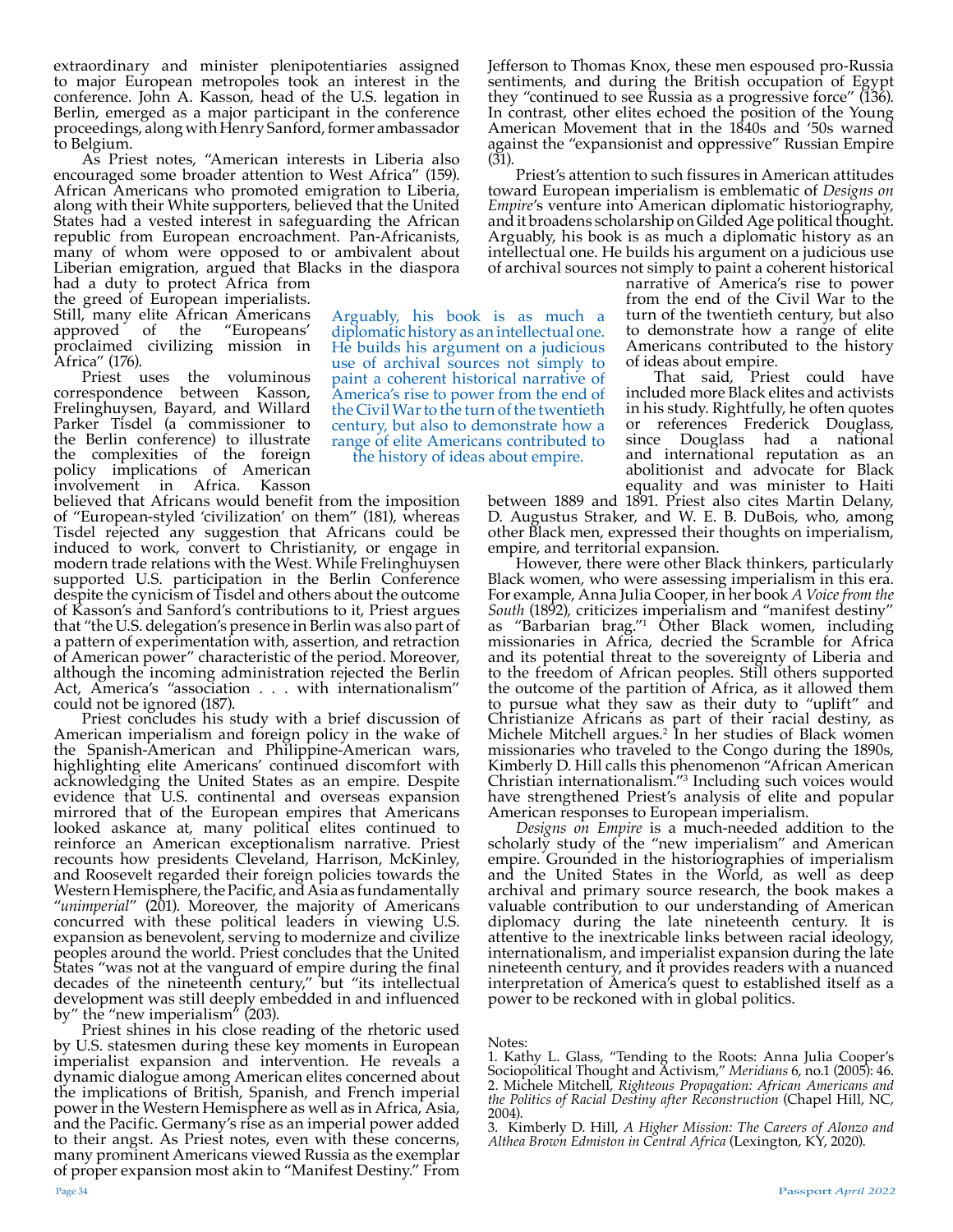extraordinary and minister plenipotentiaries assigned to major European metropoles took an interest in the conference. John A. Kasson, head of the U.S. legation in Berlin, emerged as a major participant in the conference proceedings, along with Henry Sanford, former ambassador to Belgium.

As Priest notes, "American interests in Liberia also encouraged some broader attention to West Africa" (159). African Americans who promoted emigration to Liberia, along with their White supporters, believed that the United States had a vested interest in safeguarding the African republic from European encroachment. Pan-Africanists, many of whom were opposed to or ambivalent about Liberian emigration, argued that Blacks in the diaspora had a duty to protect Africa from the greed of European imperialists. Still, many elite African Americans approved of the "Europeans' proclaimed civilizing mission in Africa" (176).

Priest uses the voluminous correspondence between Kasson, Frelinghuysen, Bayard, and Willard Parker Tisdel (a commissioner to the Berlin conference) to illustrate the complexities of the foreign policy implications of American involvement in Africa. Kasson believed that Africans would benefit from the imposition of "European-styled 'civilization' on them" (181), whereas Tisdel rejected any suggestion that Africans could be induced to work, convert to Christianity, or engage in modern trade relations with the West. While Frelinghuysen supported U.S. participation in the Berlin Conference despite the cynicism of Tisdel and others about the outcome of Kasson's and Sanford's contributions to it, Priest argues that "the U.S. delegation's presence in Berlin was also part of a pattern of experimentation with, assertion, and retraction of American power" characteristic of the period. Moreover, although the incoming administration rejected the Berlin Act, America's "association . . . with internationalism" could not be ignored (187).

Priest concludes his study with a brief discussion of American imperialism and foreign policy in the wake of the Spanish-American and Philippine-American wars, highlighting elite Americans' continued discomfort with acknowledging the United States as an empire. Despite evidence that U.S. continental and overseas expansion mirrored that of the European empires that Americans looked askance at, many political elites continued to reinforce an American exceptionalism narrative. Priest recounts how presidents Cleveland, Harrison, McKinley, and Roosevelt regarded their foreign policies towards the Western Hemisphere, the Pacific, and Asia as fundamentally "*unimperial*" (201). Moreover, the majority of Americans concurred with these political leaders in viewing U.S. expansion as benevolent, serving to modernize and civilize peoples around the world. Priest concludes that the United States "was not at the vanguard of empire during the final decades of the nineteenth century," but "its intellectual development was still deeply embedded in and influenced by" the "new imperialism" (203).

Priest shines in his close reading of the rhetoric used by U.S. statesmen during these key moments in European imperialist expansion and intervention. He reveals a dynamic dialogue among American elites concerned about the implications of British, Spanish, and French imperial power in the Western Hemisphere as well as in Africa, Asia, and the Pacific. Germany's rise as an imperial power added to their angst. As Priest notes, even with these concerns, many prominent Americans viewed Russia as the exemplar of proper expansion most akin to "Manifest Destiny." From Jefferson to Thomas Knox, these men espoused pro-Russia sentiments, and during the British occupation of Egypt they "continued to see Russia as a progressive force" (136). In contrast, other elites echoed the position of the Young American Movement that in the 1840s and '50s warned against the "expansionist and oppressive" Russian Empire (31).

Priest's attention to such fissures in American attitudes toward European imperialism is emblematic of *Designs on Empire*'s venture into American diplomatic historiography, and it broadens scholarship on Gilded Age political thought. Arguably, his book is as much a diplomatic history as an intellectual one. He builds his argument on a judicious use of archival sources not simply to paint a coherent historical narrative of America's rise to power from the end of the Civil War to the turn of the twentieth century, but also to demonstrate how a range of elite Americans contributed to the history of ideas about empire.

That said, Priest could have included more Black elites and activists in his study. Rightfully, he often quotes or references Frederick Douglass, since Douglass had a national and international reputation as an abolitionist and advocate for Black equality and was minister to Haiti between 1889 and 1891. Priest also cites Martin Delany, D. Augustus Straker, and W. E. B. DuBois, who, among other Black men, expressed their thoughts on imperialism, empire, and territorial expansion.

However, there were other Black thinkers, particularly Black women, who were assessing imperialism in this era. For example, Anna Julia Cooper, in her book *A Voice from the South* (1892), criticizes imperialism and "manifest destiny" as "Barbarian brag."[1] Other Black women, including missionaries in Africa, decried the Scramble for Africa and its potential threat to the sovereignty of Liberia and to the freedom of African peoples. Still others supported the outcome of the partition of Africa, as it allowed them to pursue what they saw as their duty to "uplift" and Christianize Africans as part of their racial destiny, as Michele Mitchell argues.[2] In her studies of Black women missionaries who traveled to the Congo during the 1890s, Kimberly D. Hill calls this phenomenon "African American Christian internationalism."[3] Including such voices would have strengthened Priest's analysis of elite and popular American responses to European imperialism.

*Designs on Empire* is a much-needed addition to the scholarly study of the "new imperialism" and American empire. Grounded in the historiographies of imperialism and the United States in the World, as well as deep archival and primary source research, the book makes a valuable contribution to our understanding of American diplomacy during the late nineteenth century. It is attentive to the inextricable links between racial ideology, internationalism, and imperialist expansion during the late nineteenth century, and it provides readers with a nuanced interpretation of America's quest to established itself as a power to be reckoned with in global politics.

Notes:

1. Kathy L. Glass, "Tending to the Roots: Anna Julia Cooper's Sociopolitical Thought and Activism," *Meridians* 6, no.1 (2005): 46.
2. Michele Mitchell, *Righteous Propagation: African Americans and the Politics of Racial Destiny after Reconstruction* (Chapel Hill, NC, 2004).
3. Kimberly D. Hill, *A Higher Mission: The Careers of Alonzo and Althea Brown Edmiston in Central Africa* (Lexington, KY, 2020).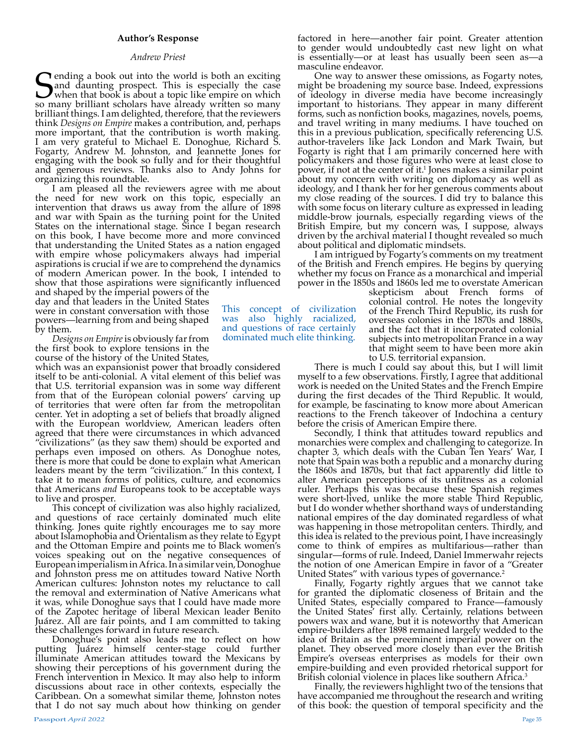## Author's Response

*Andrew Priest*

Sending a book out into the world is both an exciting and daunting prospect. This is especially the case when that book is about a topic like empire on which so many brilliant scholars have already written so many brilliant things. I am delighted, therefore, that the reviewers think *Designs on Empire* makes a contribution, and, perhaps more important, that the contribution is worth making. I am very grateful to Michael E. Donoghue, Richard S. Fogarty, Andrew M. Johnston, and Jeannette Jones for engaging with the book so fully and for their thoughtful and generous reviews. Thanks also to Andy Johns for organizing this roundtable.

I am pleased all the reviewers agree with me about the need for new work on this topic, especially an intervention that draws us away from the allure of 1898 and war with Spain as the turning point for the United States on the international stage. Since I began research on this book, I have become more and more convinced that understanding the United States as a nation engaged with empire whose policymakers always had imperial aspirations is crucial if we are to comprehend the dynamics of modern American power. In the book, I intended to show that those aspirations were significantly influenced and shaped by the imperial powers of the day and that leaders in the United States were in constant conversation with those powers—learning from and being shaped by them.

*Designs on Empire* is obviously far from the first book to explore tensions in the course of the history of the United States, which was an expansionist power that broadly considered itself to be anti-colonial. A vital element of this belief was that U.S. territorial expansion was in some way different from that of the European colonial powers' carving up of territories that were often far from the metropolitan center. Yet in adopting a set of beliefs that broadly aligned with the European worldview, American leaders often agreed that there were circumstances in which advanced "civilizations" (as they saw them) should be exported and perhaps even imposed on others. As Donoghue notes, there is more that could be done to explain what American leaders meant by the term "civilization." In this context, I take it to mean forms of politics, culture, and economics that Americans *and* Europeans took to be acceptable ways to live and prosper.

This concept of civilization was also highly racialized, and questions of race certainly dominated much elite thinking. Jones quite rightly encourages me to say more about Islamophobia and Orientalism as they relate to Egypt and the Ottoman Empire and points me to Black women's voices speaking out on the negative consequences of European imperialism in Africa. In a similar vein, Donoghue and Johnston press me on attitudes toward Native North American cultures: Johnston notes my reluctance to call the removal and extermination of Native Americans what it was, while Donoghue says that I could have made more of the Zapotec heritage of liberal Mexican leader Benito Juárez. All are fair points, and I am committed to taking these challenges forward in future research.

Donoghue's point also leads me to reflect on how putting Juárez himself center-stage could further illuminate American attitudes toward the Mexicans by showing their perceptions of his government during the French intervention in Mexico. It may also help to inform discussions about race in other contexts, especially the Caribbean. On a somewhat similar theme, Johnston notes that I do not say much about how thinking on gender factored in here—another fair point. Greater attention to gender would undoubtedly cast new light on what is essentially—or at least has usually been seen as—a masculine endeavor.

One way to answer these omissions, as Fogarty notes, might be broadening my source base. Indeed, expressions of ideology in diverse media have become increasingly important to historians. They appear in many different forms, such as nonfiction books, magazines, novels, poems, and travel writing in many mediums. I have touched on this in a previous publication, specifically referencing U.S. author-travelers like Jack London and Mark Twain, but Fogarty is right that I am primarily concerned here with policymakers and those figures who were at least close to power, if not at the center of it.[1] Jones makes a similar point about my concern with writing on diplomacy as well as ideology, and I thank her for her generous comments about my close reading of the sources. I did try to balance this with some focus on literary culture as expressed in leading middle-brow journals, especially regarding views of the British Empire, but my concern was, I suppose, always driven by the archival material I thought revealed so much about political and diplomatic mindsets.

I am intrigued by Fogarty's comments on my treatment of the British and French empires. He begins by querying whether my focus on France as a monarchical and imperial power in the 1850s and 1860s led me to overstate American skepticism about French forms of colonial control. He notes the longevity of the French Third Republic, its rush for overseas colonies in the 1870s and 1880s, and the fact that it incorporated colonial subjects into metropolitan France in a way that might seem to have been more akin to U.S. territorial expansion.

There is much I could say about this, but I will limit myself to a few observations. Firstly, I agree that additional work is needed on the United States and the French Empire during the first decades of the Third Republic. It would, for example, be fascinating to know more about American reactions to the French takeover of Indochina a century before the crisis of American Empire there.

Secondly, I think that attitudes toward republics and monarchies were complex and challenging to categorize. In chapter 3, which deals with the Cuban Ten Years' War, I note that Spain was both a republic and a monarchy during the 1860s and 1870s, but that fact apparently did little to alter American perceptions of its unfitness as a colonial ruler. Perhaps this was because these Spanish regimes were short-lived, unlike the more stable Third Republic, but I do wonder whether shorthand ways of understanding national empires of the day dominated regardless of what was happening in those metropolitan centers. Thirdly, and this idea is related to the previous point, I have increasingly come to think of empires as multifarious—rather than singular—forms of rule. Indeed, Daniel Immerwahr rejects the notion of one American Empire in favor of a "Greater United States" with various types of governance.[2]

Finally, Fogarty rightly argues that we cannot take for granted the diplomatic closeness of Britain and the United States, especially compared to France—famously the United States' first ally. Certainly, relations between powers wax and wane, but it is noteworthy that American empire-builders after 1898 remained largely wedded to the idea of Britain as the preeminent imperial power on the planet. They observed more closely than ever the British Empire's overseas enterprises as models for their own empire-building and even provided rhetorical support for British colonial violence in places like southern Africa.[3]

Finally, the reviewers highlight two of the tensions that have accompanied me throughout the research and writing of this book: the question of temporal specificity and the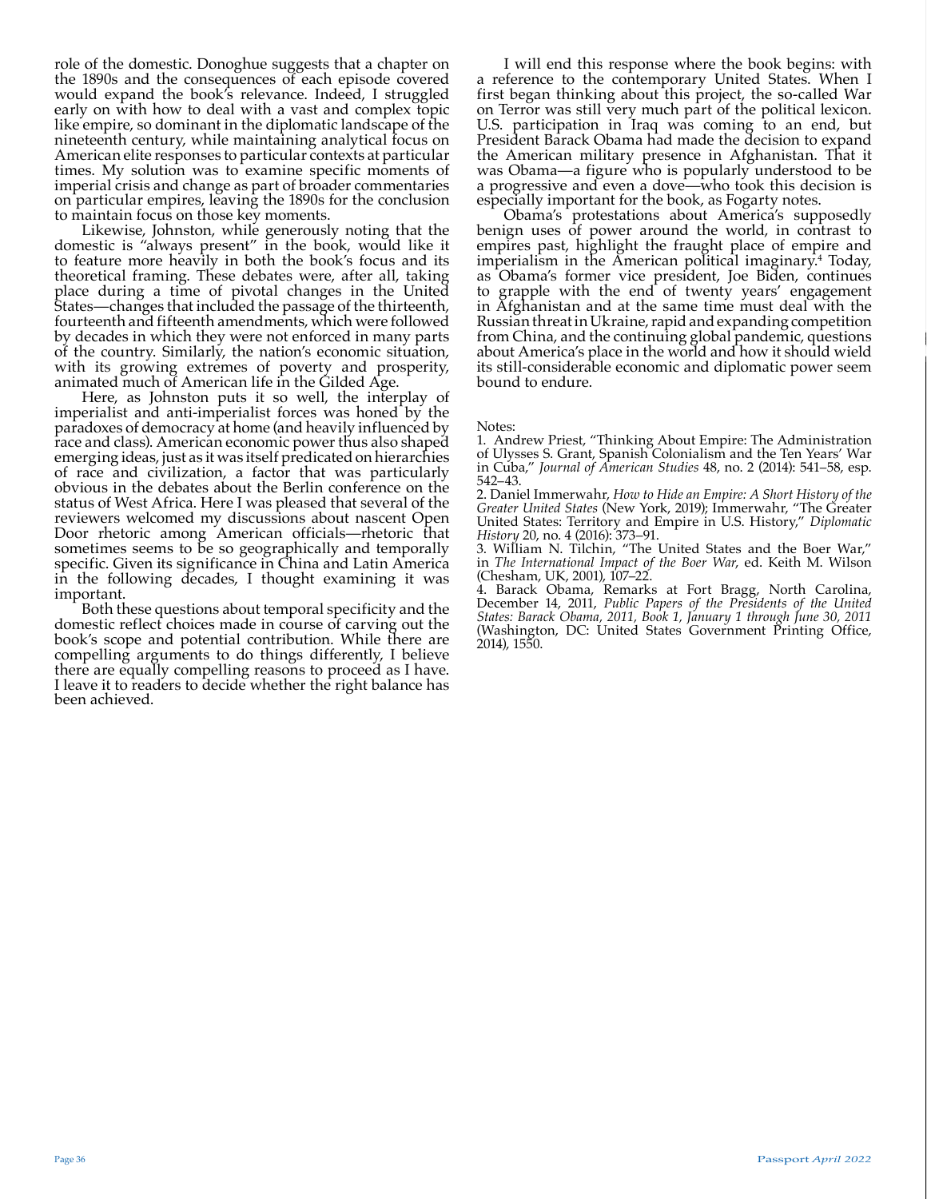role of the domestic. Donoghue suggests that a chapter on the 1890s and the consequences of each episode covered would expand the book's relevance. Indeed, I struggled early on with how to deal with a vast and complex topic like empire, so dominant in the diplomatic landscape of the nineteenth century, while maintaining analytical focus on American elite responses to particular contexts at particular times. My solution was to examine specific moments of imperial crisis and change as part of broader commentaries on particular empires, leaving the 1890s for the conclusion to maintain focus on those key moments.

Likewise, Johnston, while generously noting that the domestic is "always present" in the book, would like it to feature more heavily in both the book's focus and its theoretical framing. These debates were, after all, taking place during a time of pivotal changes in the United States—changes that included the passage of the thirteenth, fourteenth and fifteenth amendments, which were followed by decades in which they were not enforced in many parts of the country. Similarly, the nation's economic situation, with its growing extremes of poverty and prosperity, animated much of American life in the Gilded Age.

Here, as Johnston puts it so well, the interplay of imperialist and anti-imperialist forces was honed by the paradoxes of democracy at home (and heavily influenced by race and class). American economic power thus also shaped emerging ideas, just as it was itself predicated on hierarchies of race and civilization, a factor that was particularly obvious in the debates about the Berlin conference on the status of West Africa. Here I was pleased that several of the reviewers welcomed my discussions about nascent Open Door rhetoric among American officials—rhetoric that sometimes seems to be so geographically and temporally specific. Given its significance in China and Latin America in the following decades, I thought examining it was important.

Both these questions about temporal specificity and the domestic reflect choices made in course of carving out the book's scope and potential contribution. While there are compelling arguments to do things differently, I believe there are equally compelling reasons to proceed as I have. I leave it to readers to decide whether the right balance has been achieved.

I will end this response where the book begins: with a reference to the contemporary United States. When I first began thinking about this project, the so-called War on Terror was still very much part of the political lexicon. U.S. participation in Iraq was coming to an end, but President Barack Obama had made the decision to expand the American military presence in Afghanistan. That it was Obama—a figure who is popularly understood to be a progressive and even a dove—who took this decision is especially important for the book, as Fogarty notes.

Obama's protestations about America's supposedly benign uses of power around the world, in contrast to empires past, highlight the fraught place of empire and imperialism in the American political imaginary.[4] Today, as Obama's former vice president, Joe Biden, continues to grapple with the end of twenty years' engagement in Afghanistan and at the same time must deal with the Russian threat in Ukraine, rapid and expanding competition from China, and the continuing global pandemic, questions about America's place in the world and how it should wield its still-considerable economic and diplomatic power seem bound to endure.

Notes:

1. Andrew Priest, "Thinking About Empire: The Administration of Ulysses S. Grant, Spanish Colonialism and the Ten Years' War in Cuba," *Journal of American Studies* 48, no. 2 (2014): 541–58, esp. 542–43.
2. Daniel Immerwahr, *How to Hide an Empire: A Short History of the Greater United States* (New York, 2019); Immerwahr, "The Greater United States: Territory and Empire in U.S. History," *Diplomatic History* 20, no. 4 (2016): 373–91.
3. William N. Tilchin, "The United States and the Boer War," in *The International Impact of the Boer War*, ed. Keith M. Wilson (Chesham, UK, 2001), 107–22.
4. Barack Obama, Remarks at Fort Bragg, North Carolina, December 14, 2011, *Public Papers of the Presidents of the United States: Barack Obama, 2011, Book 1, January 1 through June 30, 2011* (Washington, DC: United States Government Printing Office, 2014), 1550.